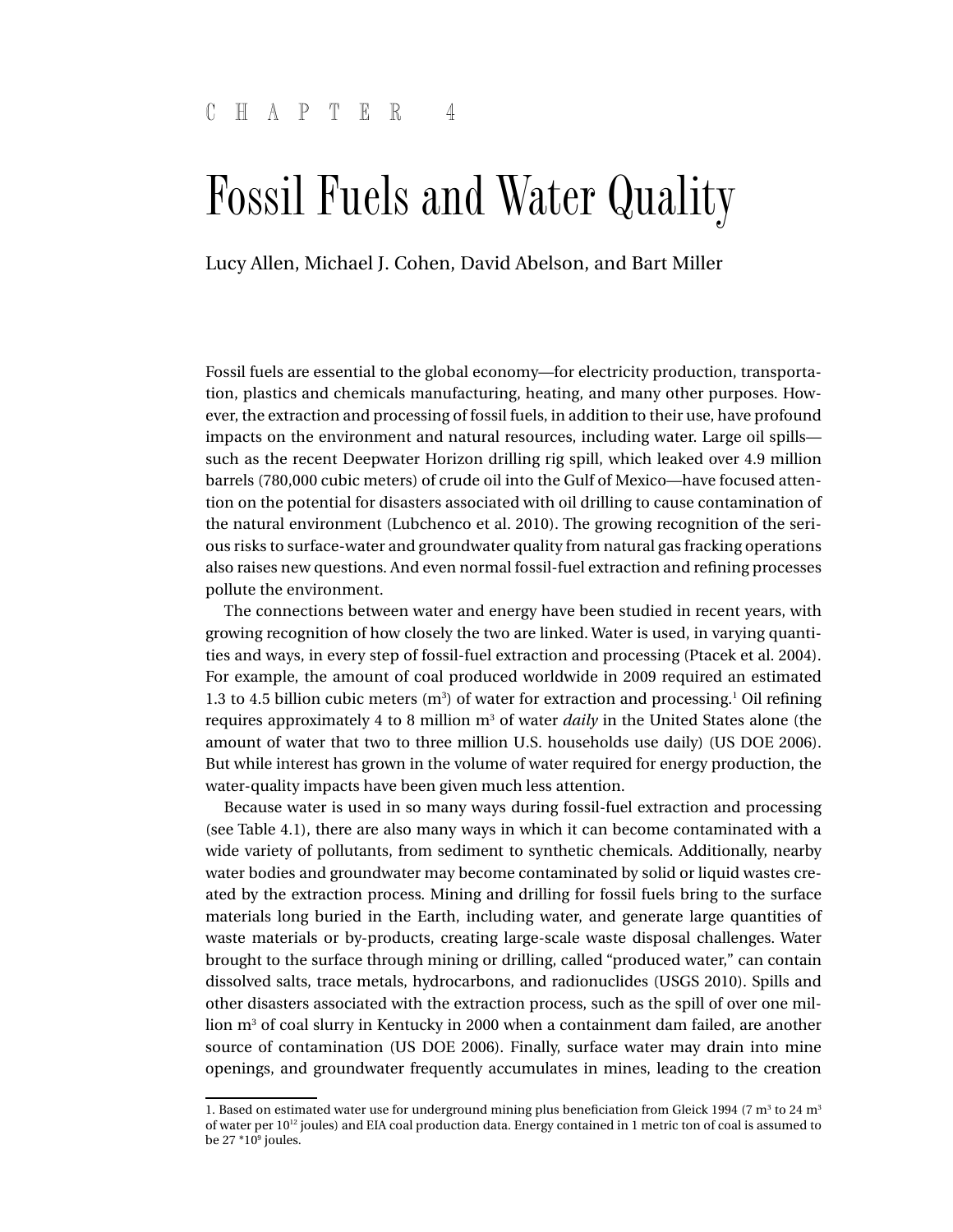CHAPTER 4

# Fossil Fuels and Water Quality

Lucy Allen, Michael J. Cohen, David Abelson, and Bart Miller

Fossil fuels are essential to the global economy—for electricity production, transportation, plastics and chemicals manufacturing, heating, and many other purposes. However, the extraction and processing of fossil fuels, in addition to their use, have profound impacts on the environment and natural resources, including water. Large oil spills—such as the recent Deepwater Horizon drilling rig spill, which leaked over 4.9 million barrels (780,000 cubic meters) of crude oil into the Gulf of Mexico—have focused attention on the potential for disasters associated with oil drilling to cause contamination of the natural environment (Lubchenco et al. 2010). The growing recognition of the serious risks to surface-water and groundwater quality from natural gas fracking operations also raises new questions. And even normal fossil-fuel extraction and refining processes pollute the environment.

The connections between water and energy have been studied in recent years, with growing recognition of how closely the two are linked. Water is used, in varying quantities and ways, in every step of fossil-fuel extraction and processing (Ptacek et al. 2004). For example, the amount of coal produced worldwide in 2009 required an estimated 1.3 to 4.5 billion cubic meters ($m^3$) of water for extraction and processing.[1] Oil refining requires approximately 4 to 8 million $m^3$ of water *daily* in the United States alone (the amount of water that two to three million U.S. households use daily) (US DOE 2006). But while interest has grown in the volume of water required for energy production, the water-quality impacts have been given much less attention.

Because water is used in so many ways during fossil-fuel extraction and processing (see Table 4.1), there are also many ways in which it can become contaminated with a wide variety of pollutants, from sediment to synthetic chemicals. Additionally, nearby water bodies and groundwater may become contaminated by solid or liquid wastes created by the extraction process. Mining and drilling for fossil fuels bring to the surface materials long buried in the Earth, including water, and generate large quantities of waste materials or by-products, creating large-scale waste disposal challenges. Water brought to the surface through mining or drilling, called "produced water," can contain dissolved salts, trace metals, hydrocarbons, and radionuclides (USGS 2010). Spills and other disasters associated with the extraction process, such as the spill of over one million $m^3$ of coal slurry in Kentucky in 2000 when a containment dam failed, are another source of contamination (US DOE 2006). Finally, surface water may drain into mine openings, and groundwater frequently accumulates in mines, leading to the creation

1. Based on estimated water use for underground mining plus beneficiation from Gleick 1994 (7 $m^3$ to 24 $m^3$ of water per $10^{12}$ joules) and EIA coal production data. Energy contained in 1 metric ton of coal is assumed to be 27 $*10^9$ joules.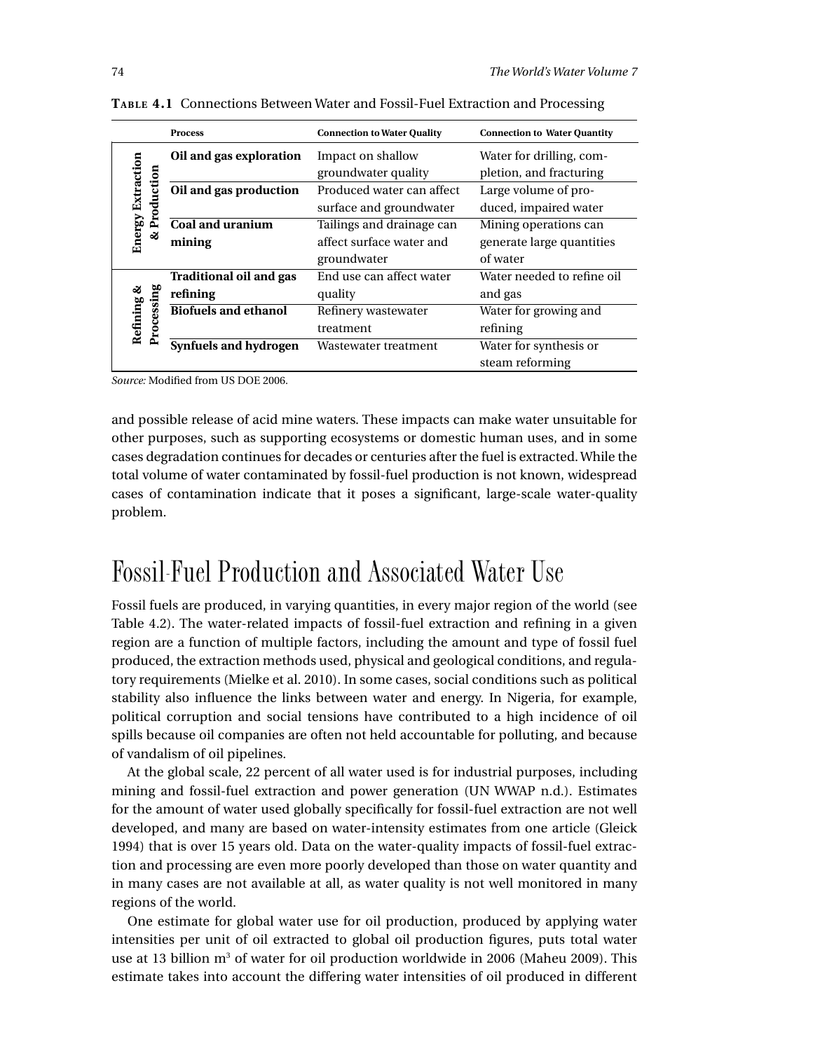**Table 4.1** Connections Between Water and Fossil-Fuel Extraction and Processing

| | Process | Connection to Water Quality | Connection to Water Quantity |
|---|---|---|---|
| Energy Extraction & Production | Oil and gas exploration | Impact on shallow groundwater quality | Water for drilling, completion, and fracturing |
| | Oil and gas production | Produced water can affect surface and groundwater | Large volume of produced, impaired water |
| | Coal and uranium mining | Tailings and drainage can affect surface water and groundwater | Mining operations can generate large quantities of water |
| Refining & Processing | Traditional oil and gas refining | End use can affect water quality | Water needed to refine oil and gas |
| | Biofuels and ethanol | Refinery wastewater treatment | Water for growing and refining |
| | Synfuels and hydrogen | Wastewater treatment | Water for synthesis or steam reforming |

*Source:* Modified from US DOE 2006.

and possible release of acid mine waters. These impacts can make water unsuitable for other purposes, such as supporting ecosystems or domestic human uses, and in some cases degradation continues for decades or centuries after the fuel is extracted. While the total volume of water contaminated by fossil-fuel production is not known, widespread cases of contamination indicate that it poses a significant, large-scale water-quality problem.

## Fossil-Fuel Production and Associated Water Use

Fossil fuels are produced, in varying quantities, in every major region of the world (see Table 4.2). The water-related impacts of fossil-fuel extraction and refining in a given region are a function of multiple factors, including the amount and type of fossil fuel produced, the extraction methods used, physical and geological conditions, and regulatory requirements (Mielke et al. 2010). In some cases, social conditions such as political stability also influence the links between water and energy. In Nigeria, for example, political corruption and social tensions have contributed to a high incidence of oil spills because oil companies are often not held accountable for polluting, and because of vandalism of oil pipelines.

At the global scale, 22 percent of all water used is for industrial purposes, including mining and fossil-fuel extraction and power generation (UN WWAP n.d.). Estimates for the amount of water used globally specifically for fossil-fuel extraction are not well developed, and many are based on water-intensity estimates from one article (Gleick 1994) that is over 15 years old. Data on the water-quality impacts of fossil-fuel extraction and processing are even more poorly developed than those on water quantity and in many cases are not available at all, as water quality is not well monitored in many regions of the world.

One estimate for global water use for oil production, produced by applying water intensities per unit of oil extracted to global oil production figures, puts total water use at 13 billion $m^3$ of water for oil production worldwide in 2006 (Maheu 2009). This estimate takes into account the differing water intensities of oil produced in different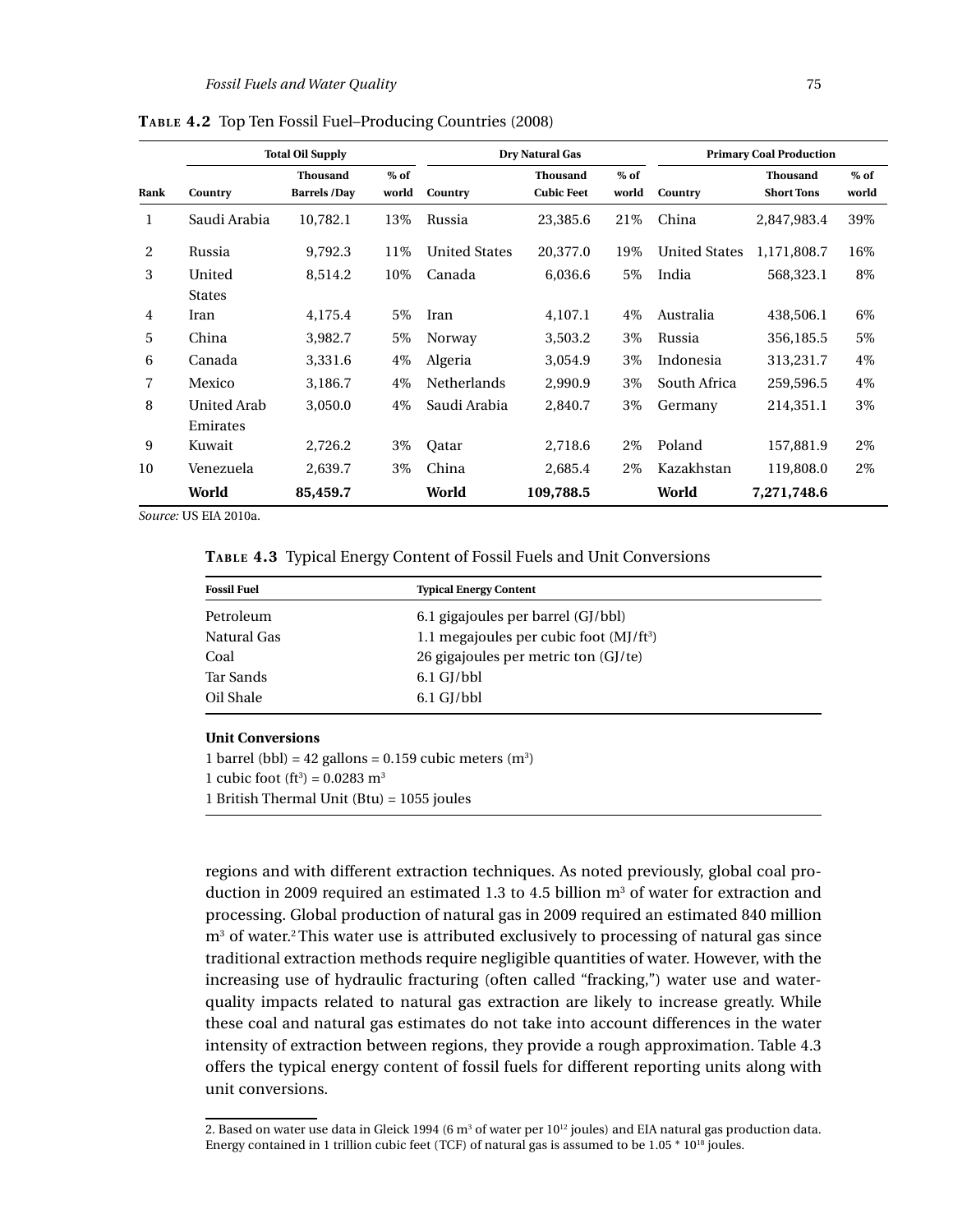**Table 4.2** Top Ten Fossil Fuel–Producing Countries (2008)

| | Total Oil Supply | | | Dry Natural Gas | | | Primary Coal Production | | |
|---|---|---|---|---|---|---|---|---|---|
| Rank | Country | Thousand Barrels /Day | % of world | Country | Thousand Cubic Feet | % of world | Country | Thousand Short Tons | % of world |
| 1 | Saudi Arabia | 10,782.1 | 13% | Russia | 23,385.6 | 21% | China | 2,847,983.4 | 39% |
| 2 | Russia | 9,792.3 | 11% | United States | 20,377.0 | 19% | United States | 1,171,808.7 | 16% |
| 3 | United States | 8,514.2 | 10% | Canada | 6,036.6 | 5% | India | 568,323.1 | 8% |
| 4 | Iran | 4,175.4 | 5% | Iran | 4,107.1 | 4% | Australia | 438,506.1 | 6% |
| 5 | China | 3,982.7 | 5% | Norway | 3,503.2 | 3% | Russia | 356,185.5 | 5% |
| 6 | Canada | 3,331.6 | 4% | Algeria | 3,054.9 | 3% | Indonesia | 313,231.7 | 4% |
| 7 | Mexico | 3,186.7 | 4% | Netherlands | 2,990.9 | 3% | South Africa | 259,596.5 | 4% |
| 8 | United Arab Emirates | 3,050.0 | 4% | Saudi Arabia | 2,840.7 | 3% | Germany | 214,351.1 | 3% |
| 9 | Kuwait | 2,726.2 | 3% | Qatar | 2,718.6 | 2% | Poland | 157,881.9 | 2% |
| 10 | Venezuela | 2,639.7 | 3% | China | 2,685.4 | 2% | Kazakhstan | 119,808.0 | 2% |
| | **World** | **85,459.7** | | **World** | **109,788.5** | | **World** | **7,271,748.6** | |

*Source:* US EIA 2010a.

**Table 4.3** Typical Energy Content of Fossil Fuels and Unit Conversions

| Fossil Fuel | Typical Energy Content |
|---|---|
| Petroleum | 6.1 gigajoules per barrel (GJ/bbl) |
| Natural Gas | 1.1 megajoules per cubic foot (MJ/ft$^3$) |
| Coal | 26 gigajoules per metric ton (GJ/te) |
| Tar Sands | 6.1 GJ/bbl |
| Oil Shale | 6.1 GJ/bbl |

**Unit Conversions**

1 barrel (bbl) = 42 gallons = 0.159 cubic meters (m$^3$)
1 cubic foot (ft$^3$) = 0.0283 m$^3$
1 British Thermal Unit (Btu) = 1055 joules

regions and with different extraction techniques. As noted previously, global coal production in 2009 required an estimated 1.3 to 4.5 billion m$^3$ of water for extraction and processing. Global production of natural gas in 2009 required an estimated 840 million m$^3$ of water.[2] This water use is attributed exclusively to processing of natural gas since traditional extraction methods require negligible quantities of water. However, with the increasing use of hydraulic fracturing (often called "fracking,") water use and water-quality impacts related to natural gas extraction are likely to increase greatly. While these coal and natural gas estimates do not take into account differences in the water intensity of extraction between regions, they provide a rough approximation. Table 4.3 offers the typical energy content of fossil fuels for different reporting units along with unit conversions.

2. Based on water use data in Gleick 1994 (6 m$^3$ of water per $10^{12}$ joules) and EIA natural gas production data. Energy contained in 1 trillion cubic feet (TCF) of natural gas is assumed to be 1.05 * $10^{18}$ joules.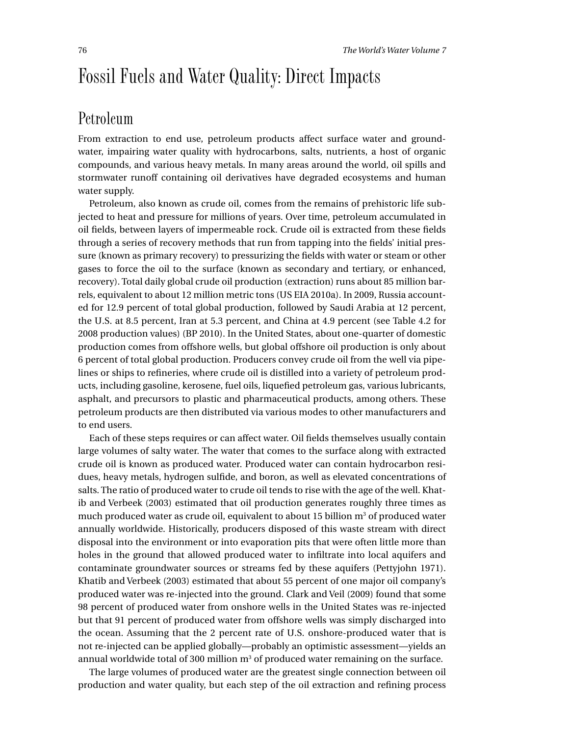# Fossil Fuels and Water Quality: Direct Impacts

## Petroleum

From extraction to end use, petroleum products affect surface water and groundwater, impairing water quality with hydrocarbons, salts, nutrients, a host of organic compounds, and various heavy metals. In many areas around the world, oil spills and stormwater runoff containing oil derivatives have degraded ecosystems and human water supply.

Petroleum, also known as crude oil, comes from the remains of prehistoric life subjected to heat and pressure for millions of years. Over time, petroleum accumulated in oil fields, between layers of impermeable rock. Crude oil is extracted from these fields through a series of recovery methods that run from tapping into the fields' initial pressure (known as primary recovery) to pressurizing the fields with water or steam or other gases to force the oil to the surface (known as secondary and tertiary, or enhanced, recovery). Total daily global crude oil production (extraction) runs about 85 million barrels, equivalent to about 12 million metric tons (US EIA 2010a). In 2009, Russia accounted for 12.9 percent of total global production, followed by Saudi Arabia at 12 percent, the U.S. at 8.5 percent, Iran at 5.3 percent, and China at 4.9 percent (see Table 4.2 for 2008 production values) (BP 2010). In the United States, about one-quarter of domestic production comes from offshore wells, but global offshore oil production is only about 6 percent of total global production. Producers convey crude oil from the well via pipelines or ships to refineries, where crude oil is distilled into a variety of petroleum products, including gasoline, kerosene, fuel oils, liquefied petroleum gas, various lubricants, asphalt, and precursors to plastic and pharmaceutical products, among others. These petroleum products are then distributed via various modes to other manufacturers and to end users.

Each of these steps requires or can affect water. Oil fields themselves usually contain large volumes of salty water. The water that comes to the surface along with extracted crude oil is known as produced water. Produced water can contain hydrocarbon residues, heavy metals, hydrogen sulfide, and boron, as well as elevated concentrations of salts. The ratio of produced water to crude oil tends to rise with the age of the well. Khatib and Verbeek (2003) estimated that oil production generates roughly three times as much produced water as crude oil, equivalent to about 15 billion $m^3$ of produced water annually worldwide. Historically, producers disposed of this waste stream with direct disposal into the environment or into evaporation pits that were often little more than holes in the ground that allowed produced water to infiltrate into local aquifers and contaminate groundwater sources or streams fed by these aquifers (Pettyjohn 1971). Khatib and Verbeek (2003) estimated that about 55 percent of one major oil company's produced water was re-injected into the ground. Clark and Veil (2009) found that some 98 percent of produced water from onshore wells in the United States was re-injected but that 91 percent of produced water from offshore wells was simply discharged into the ocean. Assuming that the 2 percent rate of U.S. onshore-produced water that is not re-injected can be applied globally—probably an optimistic assessment—yields an annual worldwide total of 300 million $m^3$ of produced water remaining on the surface.

The large volumes of produced water are the greatest single connection between oil production and water quality, but each step of the oil extraction and refining process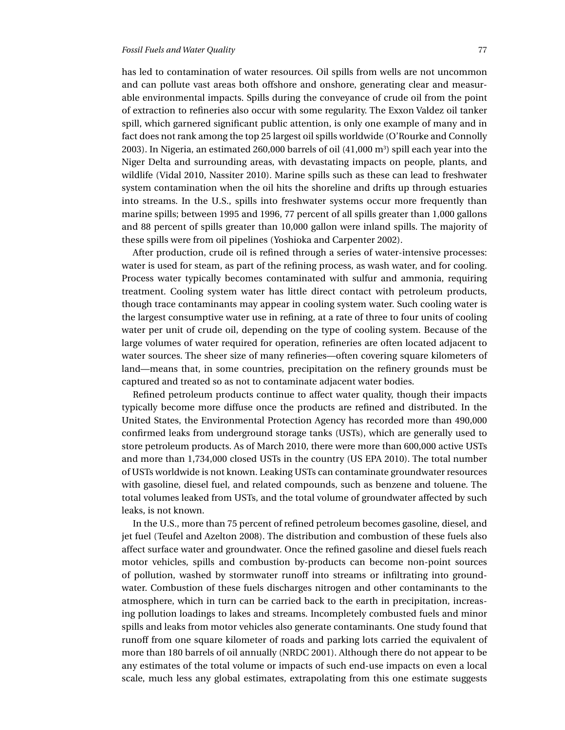has led to contamination of water resources. Oil spills from wells are not uncommon and can pollute vast areas both offshore and onshore, generating clear and measurable environmental impacts. Spills during the conveyance of crude oil from the point of extraction to refineries also occur with some regularity. The Exxon Valdez oil tanker spill, which garnered significant public attention, is only one example of many and in fact does not rank among the top 25 largest oil spills worldwide (O'Rourke and Connolly 2003). In Nigeria, an estimated 260,000 barrels of oil (41,000 $m^3$) spill each year into the Niger Delta and surrounding areas, with devastating impacts on people, plants, and wildlife (Vidal 2010, Nassiter 2010). Marine spills such as these can lead to freshwater system contamination when the oil hits the shoreline and drifts up through estuaries into streams. In the U.S., spills into freshwater systems occur more frequently than marine spills; between 1995 and 1996, 77 percent of all spills greater than 1,000 gallons and 88 percent of spills greater than 10,000 gallon were inland spills. The majority of these spills were from oil pipelines (Yoshioka and Carpenter 2002).

After production, crude oil is refined through a series of water-intensive processes: water is used for steam, as part of the refining process, as wash water, and for cooling. Process water typically becomes contaminated with sulfur and ammonia, requiring treatment. Cooling system water has little direct contact with petroleum products, though trace contaminants may appear in cooling system water. Such cooling water is the largest consumptive water use in refining, at a rate of three to four units of cooling water per unit of crude oil, depending on the type of cooling system. Because of the large volumes of water required for operation, refineries are often located adjacent to water sources. The sheer size of many refineries—often covering square kilometers of land—means that, in some countries, precipitation on the refinery grounds must be captured and treated so as not to contaminate adjacent water bodies.

Refined petroleum products continue to affect water quality, though their impacts typically become more diffuse once the products are refined and distributed. In the United States, the Environmental Protection Agency has recorded more than 490,000 confirmed leaks from underground storage tanks (USTs), which are generally used to store petroleum products. As of March 2010, there were more than 600,000 active USTs and more than 1,734,000 closed USTs in the country (US EPA 2010). The total number of USTs worldwide is not known. Leaking USTs can contaminate groundwater resources with gasoline, diesel fuel, and related compounds, such as benzene and toluene. The total volumes leaked from USTs, and the total volume of groundwater affected by such leaks, is not known.

In the U.S., more than 75 percent of refined petroleum becomes gasoline, diesel, and jet fuel (Teufel and Azelton 2008). The distribution and combustion of these fuels also affect surface water and groundwater. Once the refined gasoline and diesel fuels reach motor vehicles, spills and combustion by-products can become non-point sources of pollution, washed by stormwater runoff into streams or infiltrating into groundwater. Combustion of these fuels discharges nitrogen and other contaminants to the atmosphere, which in turn can be carried back to the earth in precipitation, increasing pollution loadings to lakes and streams. Incompletely combusted fuels and minor spills and leaks from motor vehicles also generate contaminants. One study found that runoff from one square kilometer of roads and parking lots carried the equivalent of more than 180 barrels of oil annually (NRDC 2001). Although there do not appear to be any estimates of the total volume or impacts of such end-use impacts on even a local scale, much less any global estimates, extrapolating from this one estimate suggests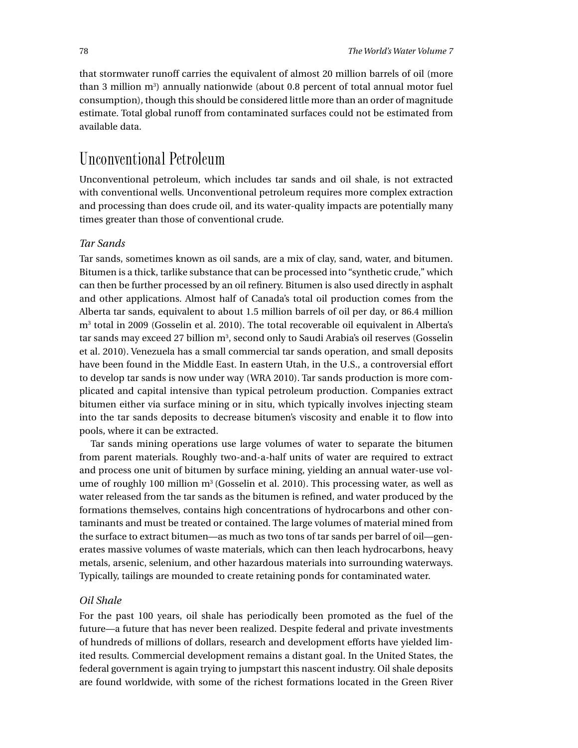that stormwater runoff carries the equivalent of almost 20 million barrels of oil (more than 3 million $m^3$) annually nationwide (about 0.8 percent of total annual motor fuel consumption), though this should be considered little more than an order of magnitude estimate. Total global runoff from contaminated surfaces could not be estimated from available data.

## Unconventional Petroleum

Unconventional petroleum, which includes tar sands and oil shale, is not extracted with conventional wells. Unconventional petroleum requires more complex extraction and processing than does crude oil, and its water-quality impacts are potentially many times greater than those of conventional crude.

### *Tar Sands*

Tar sands, sometimes known as oil sands, are a mix of clay, sand, water, and bitumen. Bitumen is a thick, tarlike substance that can be processed into "synthetic crude," which can then be further processed by an oil refinery. Bitumen is also used directly in asphalt and other applications. Almost half of Canada's total oil production comes from the Alberta tar sands, equivalent to about 1.5 million barrels of oil per day, or 86.4 million $m^3$ total in 2009 (Gosselin et al. 2010). The total recoverable oil equivalent in Alberta's tar sands may exceed 27 billion $m^3$, second only to Saudi Arabia's oil reserves (Gosselin et al. 2010). Venezuela has a small commercial tar sands operation, and small deposits have been found in the Middle East. In eastern Utah, in the U.S., a controversial effort to develop tar sands is now under way (WRA 2010). Tar sands production is more complicated and capital intensive than typical petroleum production. Companies extract bitumen either via surface mining or in situ, which typically involves injecting steam into the tar sands deposits to decrease bitumen's viscosity and enable it to flow into pools, where it can be extracted.

Tar sands mining operations use large volumes of water to separate the bitumen from parent materials. Roughly two-and-a-half units of water are required to extract and process one unit of bitumen by surface mining, yielding an annual water-use volume of roughly 100 million $m^3$ (Gosselin et al. 2010). This processing water, as well as water released from the tar sands as the bitumen is refined, and water produced by the formations themselves, contains high concentrations of hydrocarbons and other contaminants and must be treated or contained. The large volumes of material mined from the surface to extract bitumen—as much as two tons of tar sands per barrel of oil—generates massive volumes of waste materials, which can then leach hydrocarbons, heavy metals, arsenic, selenium, and other hazardous materials into surrounding waterways. Typically, tailings are mounded to create retaining ponds for contaminated water.

### *Oil Shale*

For the past 100 years, oil shale has periodically been promoted as the fuel of the future—a future that has never been realized. Despite federal and private investments of hundreds of millions of dollars, research and development efforts have yielded limited results. Commercial development remains a distant goal. In the United States, the federal government is again trying to jumpstart this nascent industry. Oil shale deposits are found worldwide, with some of the richest formations located in the Green River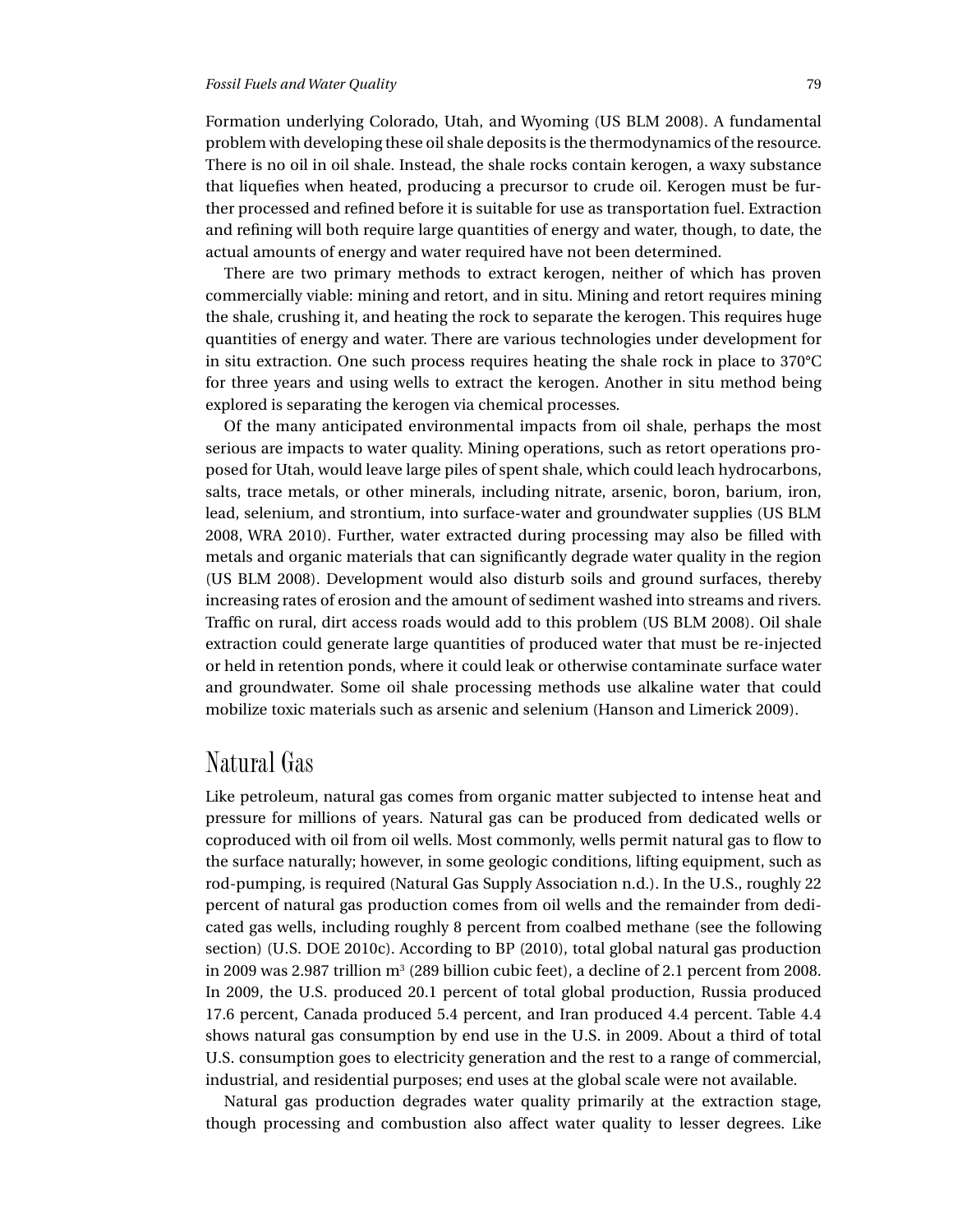Formation underlying Colorado, Utah, and Wyoming (US BLM 2008). A fundamental problem with developing these oil shale deposits is the thermodynamics of the resource. There is no oil in oil shale. Instead, the shale rocks contain kerogen, a waxy substance that liquefies when heated, producing a precursor to crude oil. Kerogen must be further processed and refined before it is suitable for use as transportation fuel. Extraction and refining will both require large quantities of energy and water, though, to date, the actual amounts of energy and water required have not been determined.

There are two primary methods to extract kerogen, neither of which has proven commercially viable: mining and retort, and in situ. Mining and retort requires mining the shale, crushing it, and heating the rock to separate the kerogen. This requires huge quantities of energy and water. There are various technologies under development for in situ extraction. One such process requires heating the shale rock in place to 370°C for three years and using wells to extract the kerogen. Another in situ method being explored is separating the kerogen via chemical processes.

Of the many anticipated environmental impacts from oil shale, perhaps the most serious are impacts to water quality. Mining operations, such as retort operations proposed for Utah, would leave large piles of spent shale, which could leach hydrocarbons, salts, trace metals, or other minerals, including nitrate, arsenic, boron, barium, iron, lead, selenium, and strontium, into surface-water and groundwater supplies (US BLM 2008, WRA 2010). Further, water extracted during processing may also be filled with metals and organic materials that can significantly degrade water quality in the region (US BLM 2008). Development would also disturb soils and ground surfaces, thereby increasing rates of erosion and the amount of sediment washed into streams and rivers. Traffic on rural, dirt access roads would add to this problem (US BLM 2008). Oil shale extraction could generate large quantities of produced water that must be re-injected or held in retention ponds, where it could leak or otherwise contaminate surface water and groundwater. Some oil shale processing methods use alkaline water that could mobilize toxic materials such as arsenic and selenium (Hanson and Limerick 2009).

## Natural Gas

Like petroleum, natural gas comes from organic matter subjected to intense heat and pressure for millions of years. Natural gas can be produced from dedicated wells or coproduced with oil from oil wells. Most commonly, wells permit natural gas to flow to the surface naturally; however, in some geologic conditions, lifting equipment, such as rod-pumping, is required (Natural Gas Supply Association n.d.). In the U.S., roughly 22 percent of natural gas production comes from oil wells and the remainder from dedicated gas wells, including roughly 8 percent from coalbed methane (see the following section) (U.S. DOE 2010c). According to BP (2010), total global natural gas production in 2009 was 2.987 trillion $m^3$ (289 billion cubic feet), a decline of 2.1 percent from 2008. In 2009, the U.S. produced 20.1 percent of total global production, Russia produced 17.6 percent, Canada produced 5.4 percent, and Iran produced 4.4 percent. Table 4.4 shows natural gas consumption by end use in the U.S. in 2009. About a third of total U.S. consumption goes to electricity generation and the rest to a range of commercial, industrial, and residential purposes; end uses at the global scale were not available.

Natural gas production degrades water quality primarily at the extraction stage, though processing and combustion also affect water quality to lesser degrees. Like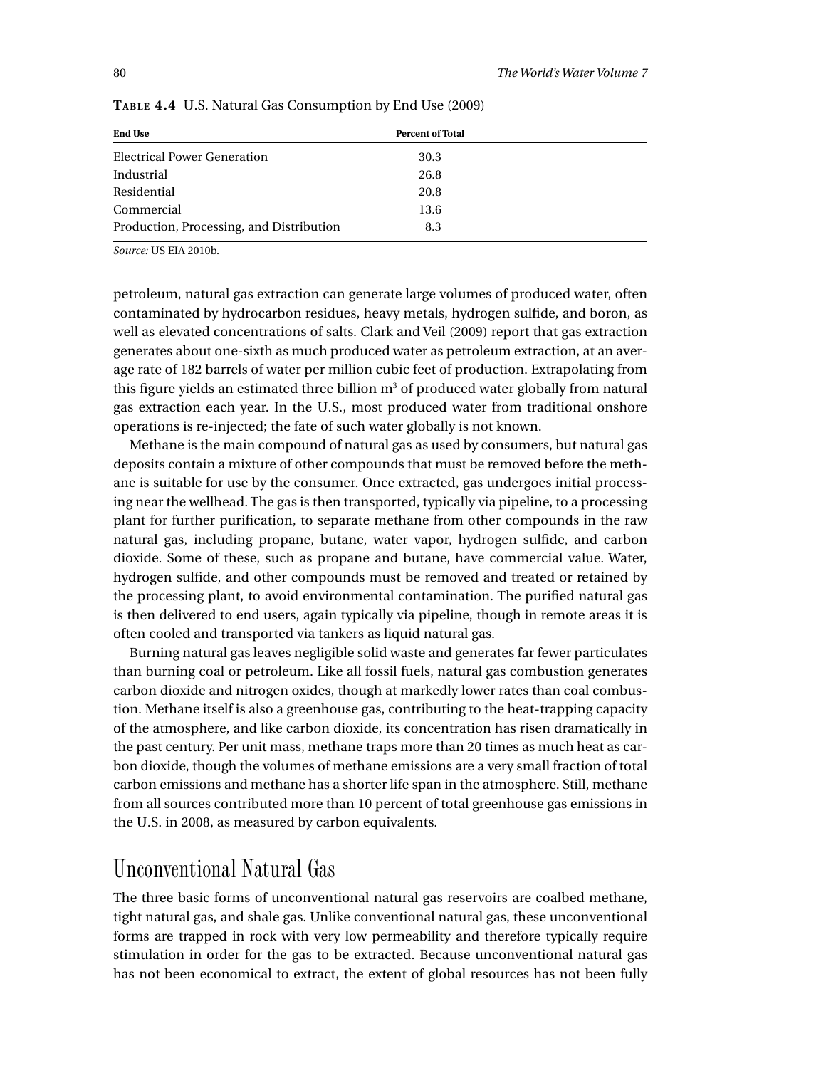**Table 4.4** U.S. Natural Gas Consumption by End Use (2009)

| End Use | Percent of Total |
|---|---|
| Electrical Power Generation | 30.3 |
| Industrial | 26.8 |
| Residential | 20.8 |
| Commercial | 13.6 |
| Production, Processing, and Distribution | 8.3 |

*Source:* US EIA 2010b.

petroleum, natural gas extraction can generate large volumes of produced water, often contaminated by hydrocarbon residues, heavy metals, hydrogen sulfide, and boron, as well as elevated concentrations of salts. Clark and Veil (2009) report that gas extraction generates about one-sixth as much produced water as petroleum extraction, at an average rate of 182 barrels of water per million cubic feet of production. Extrapolating from this figure yields an estimated three billion $m^3$ of produced water globally from natural gas extraction each year. In the U.S., most produced water from traditional onshore operations is re-injected; the fate of such water globally is not known.

Methane is the main compound of natural gas as used by consumers, but natural gas deposits contain a mixture of other compounds that must be removed before the methane is suitable for use by the consumer. Once extracted, gas undergoes initial processing near the wellhead. The gas is then transported, typically via pipeline, to a processing plant for further purification, to separate methane from other compounds in the raw natural gas, including propane, butane, water vapor, hydrogen sulfide, and carbon dioxide. Some of these, such as propane and butane, have commercial value. Water, hydrogen sulfide, and other compounds must be removed and treated or retained by the processing plant, to avoid environmental contamination. The purified natural gas is then delivered to end users, again typically via pipeline, though in remote areas it is often cooled and transported via tankers as liquid natural gas.

Burning natural gas leaves negligible solid waste and generates far fewer particulates than burning coal or petroleum. Like all fossil fuels, natural gas combustion generates carbon dioxide and nitrogen oxides, though at markedly lower rates than coal combustion. Methane itself is also a greenhouse gas, contributing to the heat-trapping capacity of the atmosphere, and like carbon dioxide, its concentration has risen dramatically in the past century. Per unit mass, methane traps more than 20 times as much heat as carbon dioxide, though the volumes of methane emissions are a very small fraction of total carbon emissions and methane has a shorter life span in the atmosphere. Still, methane from all sources contributed more than 10 percent of total greenhouse gas emissions in the U.S. in 2008, as measured by carbon equivalents.

## Unconventional Natural Gas

The three basic forms of unconventional natural gas reservoirs are coalbed methane, tight natural gas, and shale gas. Unlike conventional natural gas, these unconventional forms are trapped in rock with very low permeability and therefore typically require stimulation in order for the gas to be extracted. Because unconventional natural gas has not been economical to extract, the extent of global resources has not been fully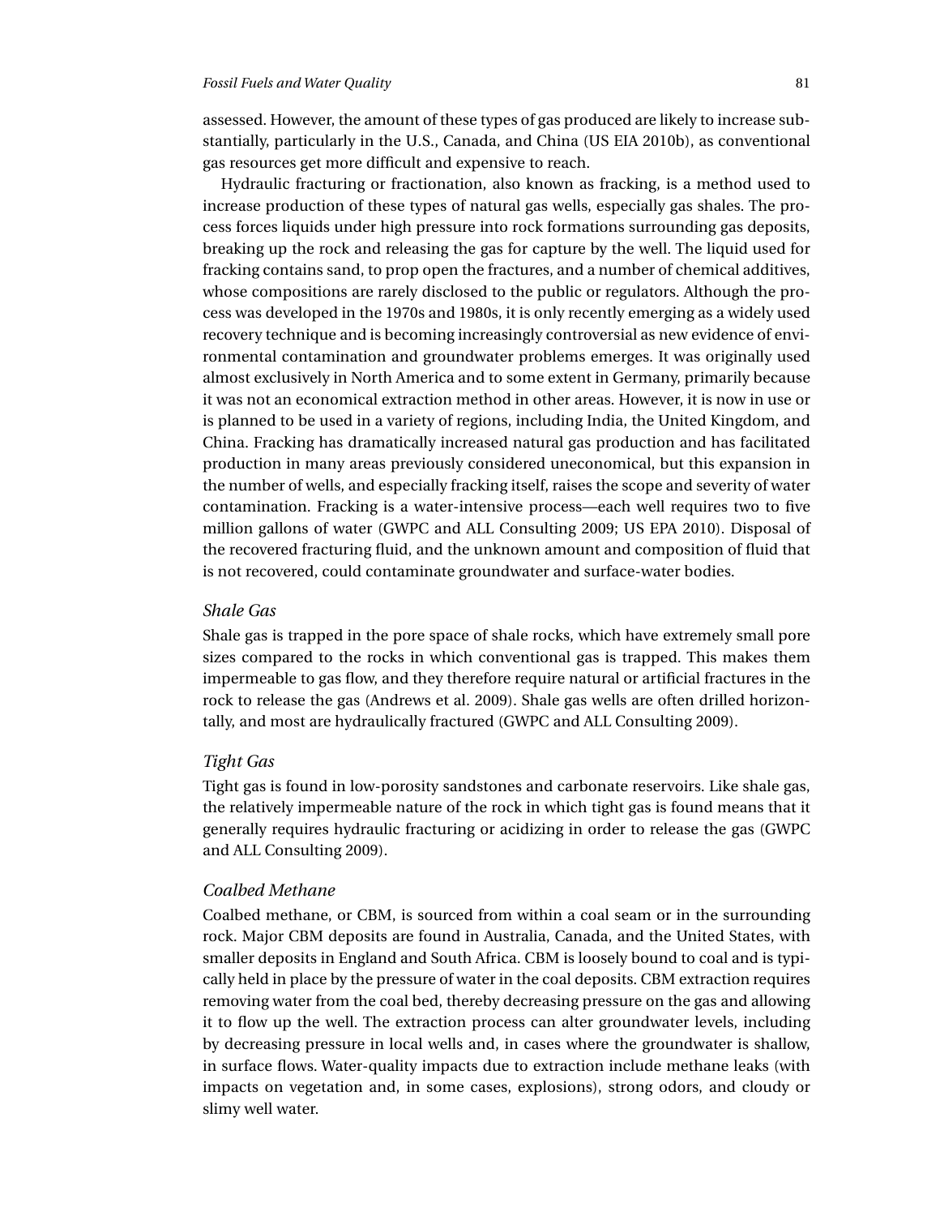assessed. However, the amount of these types of gas produced are likely to increase substantially, particularly in the U.S., Canada, and China (US EIA 2010b), as conventional gas resources get more difficult and expensive to reach.

Hydraulic fracturing or fractionation, also known as fracking, is a method used to increase production of these types of natural gas wells, especially gas shales. The process forces liquids under high pressure into rock formations surrounding gas deposits, breaking up the rock and releasing the gas for capture by the well. The liquid used for fracking contains sand, to prop open the fractures, and a number of chemical additives, whose compositions are rarely disclosed to the public or regulators. Although the process was developed in the 1970s and 1980s, it is only recently emerging as a widely used recovery technique and is becoming increasingly controversial as new evidence of environmental contamination and groundwater problems emerges. It was originally used almost exclusively in North America and to some extent in Germany, primarily because it was not an economical extraction method in other areas. However, it is now in use or is planned to be used in a variety of regions, including India, the United Kingdom, and China. Fracking has dramatically increased natural gas production and has facilitated production in many areas previously considered uneconomical, but this expansion in the number of wells, and especially fracking itself, raises the scope and severity of water contamination. Fracking is a water-intensive process—each well requires two to five million gallons of water (GWPC and ALL Consulting 2009; US EPA 2010). Disposal of the recovered fracturing fluid, and the unknown amount and composition of fluid that is not recovered, could contaminate groundwater and surface-water bodies.

### *Shale Gas*

Shale gas is trapped in the pore space of shale rocks, which have extremely small pore sizes compared to the rocks in which conventional gas is trapped. This makes them impermeable to gas flow, and they therefore require natural or artificial fractures in the rock to release the gas (Andrews et al. 2009). Shale gas wells are often drilled horizontally, and most are hydraulically fractured (GWPC and ALL Consulting 2009).

### *Tight Gas*

Tight gas is found in low-porosity sandstones and carbonate reservoirs. Like shale gas, the relatively impermeable nature of the rock in which tight gas is found means that it generally requires hydraulic fracturing or acidizing in order to release the gas (GWPC and ALL Consulting 2009).

### *Coalbed Methane*

Coalbed methane, or CBM, is sourced from within a coal seam or in the surrounding rock. Major CBM deposits are found in Australia, Canada, and the United States, with smaller deposits in England and South Africa. CBM is loosely bound to coal and is typically held in place by the pressure of water in the coal deposits. CBM extraction requires removing water from the coal bed, thereby decreasing pressure on the gas and allowing it to flow up the well. The extraction process can alter groundwater levels, including by decreasing pressure in local wells and, in cases where the groundwater is shallow, in surface flows. Water-quality impacts due to extraction include methane leaks (with impacts on vegetation and, in some cases, explosions), strong odors, and cloudy or slimy well water.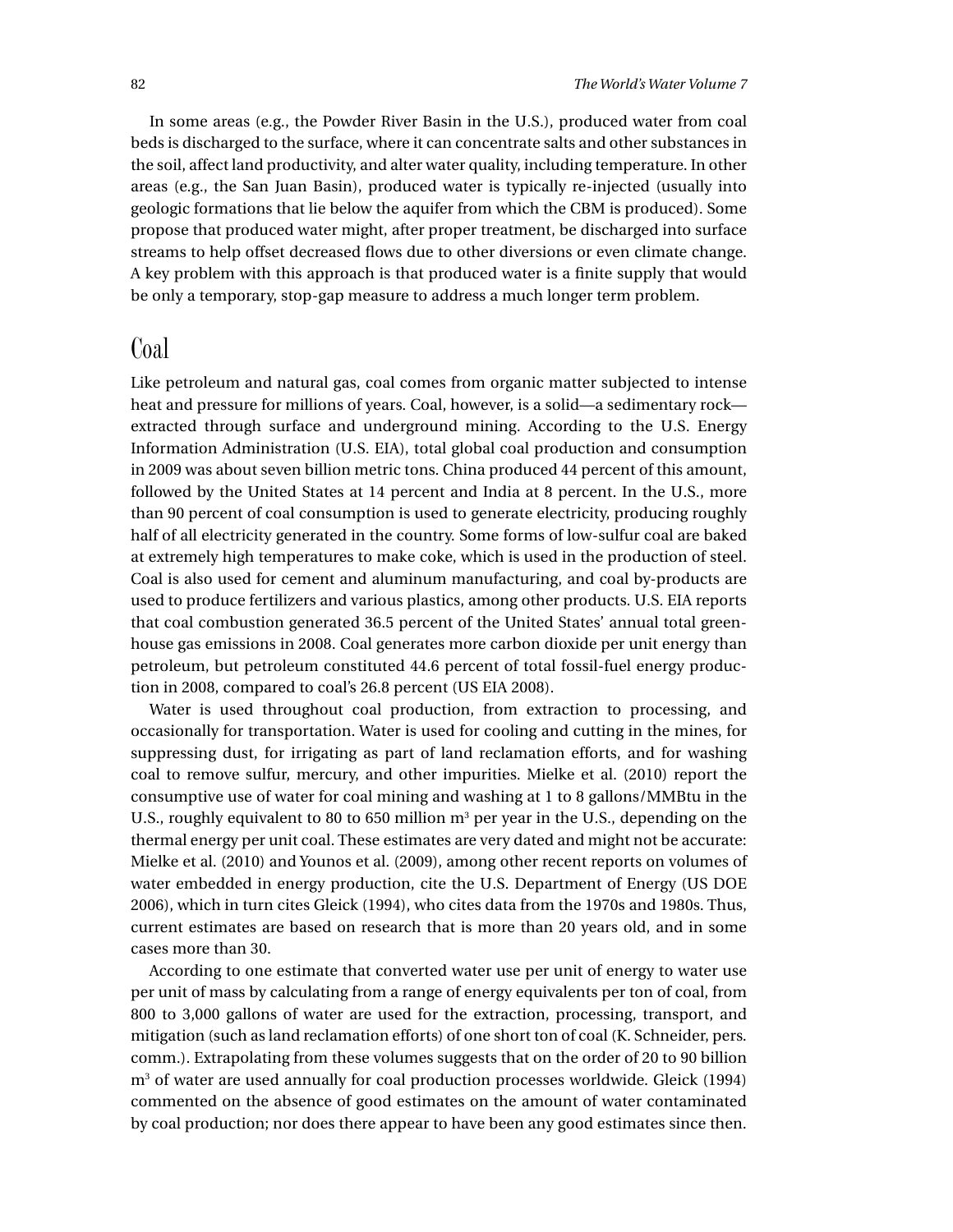In some areas (e.g., the Powder River Basin in the U.S.), produced water from coal beds is discharged to the surface, where it can concentrate salts and other substances in the soil, affect land productivity, and alter water quality, including temperature. In other areas (e.g., the San Juan Basin), produced water is typically re-injected (usually into geologic formations that lie below the aquifer from which the CBM is produced). Some propose that produced water might, after proper treatment, be discharged into surface streams to help offset decreased flows due to other diversions or even climate change. A key problem with this approach is that produced water is a finite supply that would be only a temporary, stop-gap measure to address a much longer term problem.

## Coal

Like petroleum and natural gas, coal comes from organic matter subjected to intense heat and pressure for millions of years. Coal, however, is a solid—a sedimentary rock—extracted through surface and underground mining. According to the U.S. Energy Information Administration (U.S. EIA), total global coal production and consumption in 2009 was about seven billion metric tons. China produced 44 percent of this amount, followed by the United States at 14 percent and India at 8 percent. In the U.S., more than 90 percent of coal consumption is used to generate electricity, producing roughly half of all electricity generated in the country. Some forms of low-sulfur coal are baked at extremely high temperatures to make coke, which is used in the production of steel. Coal is also used for cement and aluminum manufacturing, and coal by-products are used to produce fertilizers and various plastics, among other products. U.S. EIA reports that coal combustion generated 36.5 percent of the United States' annual total greenhouse gas emissions in 2008. Coal generates more carbon dioxide per unit energy than petroleum, but petroleum constituted 44.6 percent of total fossil-fuel energy production in 2008, compared to coal's 26.8 percent (US EIA 2008).

Water is used throughout coal production, from extraction to processing, and occasionally for transportation. Water is used for cooling and cutting in the mines, for suppressing dust, for irrigating as part of land reclamation efforts, and for washing coal to remove sulfur, mercury, and other impurities. Mielke et al. (2010) report the consumptive use of water for coal mining and washing at 1 to 8 gallons/MMBtu in the U.S., roughly equivalent to 80 to 650 million $m^3$ per year in the U.S., depending on the thermal energy per unit coal. These estimates are very dated and might not be accurate: Mielke et al. (2010) and Younos et al. (2009), among other recent reports on volumes of water embedded in energy production, cite the U.S. Department of Energy (US DOE 2006), which in turn cites Gleick (1994), who cites data from the 1970s and 1980s. Thus, current estimates are based on research that is more than 20 years old, and in some cases more than 30.

According to one estimate that converted water use per unit of energy to water use per unit of mass by calculating from a range of energy equivalents per ton of coal, from 800 to 3,000 gallons of water are used for the extraction, processing, transport, and mitigation (such as land reclamation efforts) of one short ton of coal (K. Schneider, pers. comm.). Extrapolating from these volumes suggests that on the order of 20 to 90 billion $m^3$ of water are used annually for coal production processes worldwide. Gleick (1994) commented on the absence of good estimates on the amount of water contaminated by coal production; nor does there appear to have been any good estimates since then.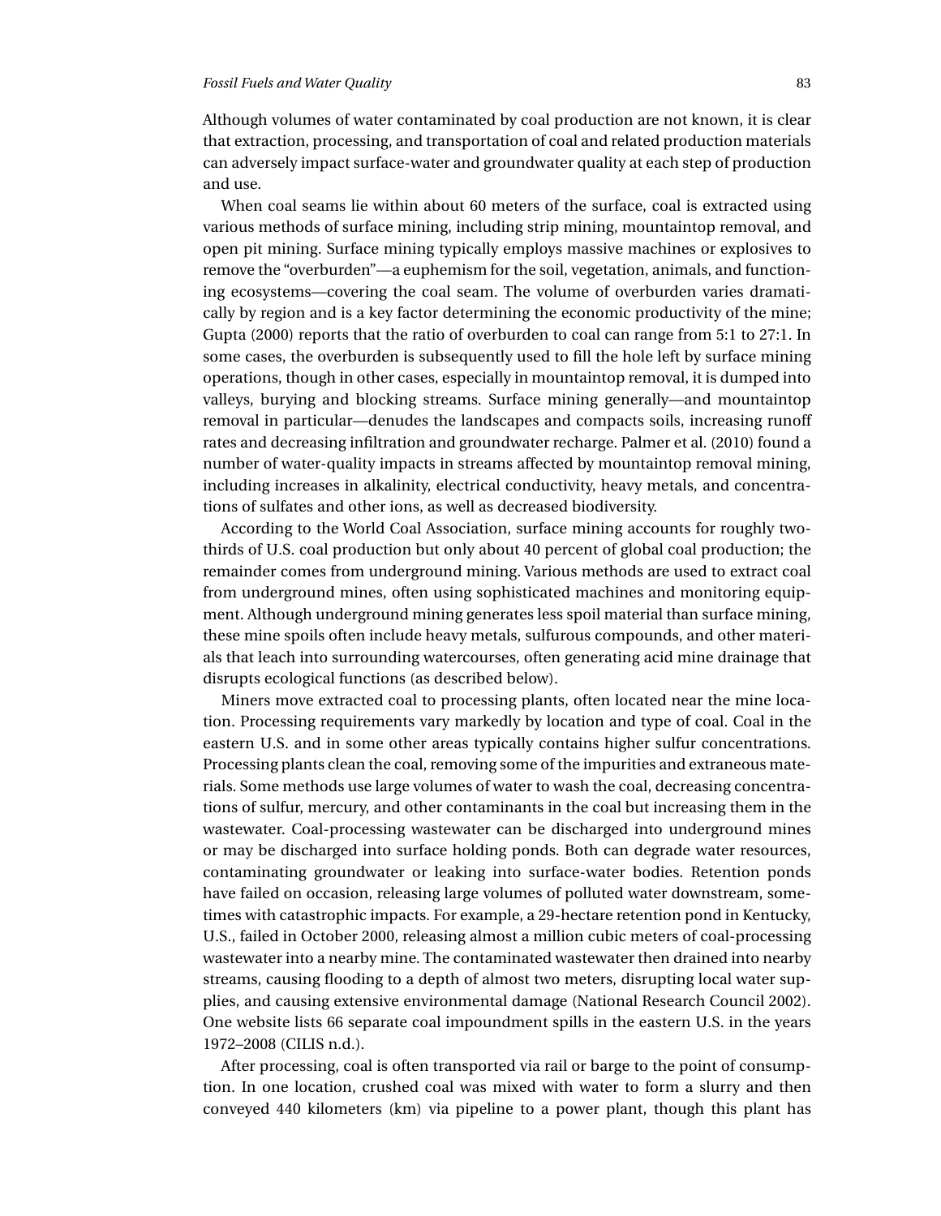Although volumes of water contaminated by coal production are not known, it is clear that extraction, processing, and transportation of coal and related production materials can adversely impact surface-water and groundwater quality at each step of production and use.

When coal seams lie within about 60 meters of the surface, coal is extracted using various methods of surface mining, including strip mining, mountaintop removal, and open pit mining. Surface mining typically employs massive machines or explosives to remove the "overburden"—a euphemism for the soil, vegetation, animals, and functioning ecosystems—covering the coal seam. The volume of overburden varies dramatically by region and is a key factor determining the economic productivity of the mine; Gupta (2000) reports that the ratio of overburden to coal can range from 5:1 to 27:1. In some cases, the overburden is subsequently used to fill the hole left by surface mining operations, though in other cases, especially in mountaintop removal, it is dumped into valleys, burying and blocking streams. Surface mining generally—and mountaintop removal in particular—denudes the landscapes and compacts soils, increasing runoff rates and decreasing infiltration and groundwater recharge. Palmer et al. (2010) found a number of water-quality impacts in streams affected by mountaintop removal mining, including increases in alkalinity, electrical conductivity, heavy metals, and concentrations of sulfates and other ions, as well as decreased biodiversity.

According to the World Coal Association, surface mining accounts for roughly two-thirds of U.S. coal production but only about 40 percent of global coal production; the remainder comes from underground mining. Various methods are used to extract coal from underground mines, often using sophisticated machines and monitoring equipment. Although underground mining generates less spoil material than surface mining, these mine spoils often include heavy metals, sulfurous compounds, and other materials that leach into surrounding watercourses, often generating acid mine drainage that disrupts ecological functions (as described below).

Miners move extracted coal to processing plants, often located near the mine location. Processing requirements vary markedly by location and type of coal. Coal in the eastern U.S. and in some other areas typically contains higher sulfur concentrations. Processing plants clean the coal, removing some of the impurities and extraneous materials. Some methods use large volumes of water to wash the coal, decreasing concentrations of sulfur, mercury, and other contaminants in the coal but increasing them in the wastewater. Coal-processing wastewater can be discharged into underground mines or may be discharged into surface holding ponds. Both can degrade water resources, contaminating groundwater or leaking into surface-water bodies. Retention ponds have failed on occasion, releasing large volumes of polluted water downstream, sometimes with catastrophic impacts. For example, a 29-hectare retention pond in Kentucky, U.S., failed in October 2000, releasing almost a million cubic meters of coal-processing wastewater into a nearby mine. The contaminated wastewater then drained into nearby streams, causing flooding to a depth of almost two meters, disrupting local water supplies, and causing extensive environmental damage (National Research Council 2002). One website lists 66 separate coal impoundment spills in the eastern U.S. in the years 1972–2008 (CILIS n.d.).

After processing, coal is often transported via rail or barge to the point of consumption. In one location, crushed coal was mixed with water to form a slurry and then conveyed 440 kilometers (km) via pipeline to a power plant, though this plant has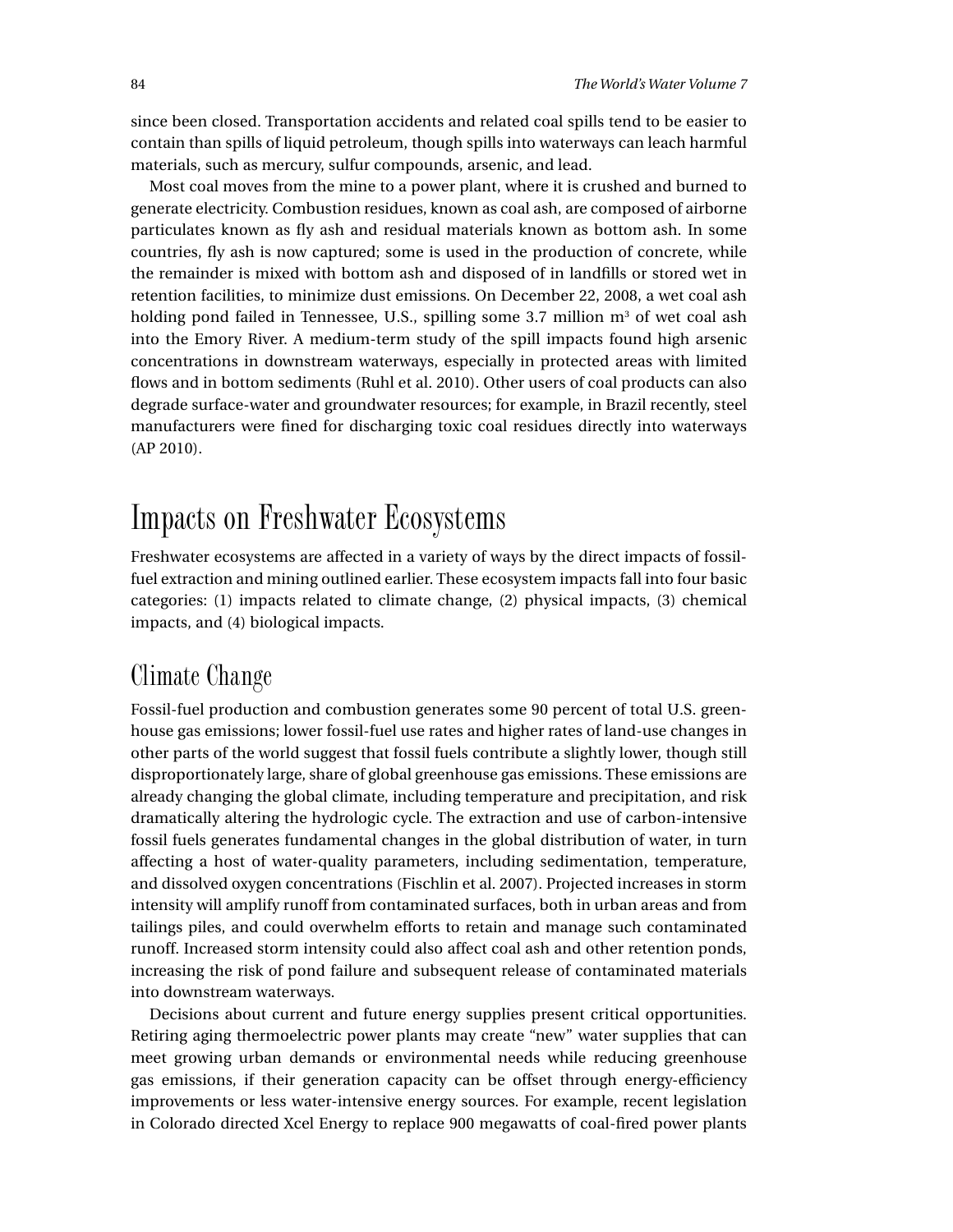since been closed. Transportation accidents and related coal spills tend to be easier to contain than spills of liquid petroleum, though spills into waterways can leach harmful materials, such as mercury, sulfur compounds, arsenic, and lead.

Most coal moves from the mine to a power plant, where it is crushed and burned to generate electricity. Combustion residues, known as coal ash, are composed of airborne particulates known as fly ash and residual materials known as bottom ash. In some countries, fly ash is now captured; some is used in the production of concrete, while the remainder is mixed with bottom ash and disposed of in landfills or stored wet in retention facilities, to minimize dust emissions. On December 22, 2008, a wet coal ash holding pond failed in Tennessee, U.S., spilling some 3.7 million $m^3$ of wet coal ash into the Emory River. A medium-term study of the spill impacts found high arsenic concentrations in downstream waterways, especially in protected areas with limited flows and in bottom sediments (Ruhl et al. 2010). Other users of coal products can also degrade surface-water and groundwater resources; for example, in Brazil recently, steel manufacturers were fined for discharging toxic coal residues directly into waterways (AP 2010).

# Impacts on Freshwater Ecosystems

Freshwater ecosystems are affected in a variety of ways by the direct impacts of fossil-fuel extraction and mining outlined earlier. These ecosystem impacts fall into four basic categories: (1) impacts related to climate change, (2) physical impacts, (3) chemical impacts, and (4) biological impacts.

## Climate Change

Fossil-fuel production and combustion generates some 90 percent of total U.S. greenhouse gas emissions; lower fossil-fuel use rates and higher rates of land-use changes in other parts of the world suggest that fossil fuels contribute a slightly lower, though still disproportionately large, share of global greenhouse gas emissions. These emissions are already changing the global climate, including temperature and precipitation, and risk dramatically altering the hydrologic cycle. The extraction and use of carbon-intensive fossil fuels generates fundamental changes in the global distribution of water, in turn affecting a host of water-quality parameters, including sedimentation, temperature, and dissolved oxygen concentrations (Fischlin et al. 2007). Projected increases in storm intensity will amplify runoff from contaminated surfaces, both in urban areas and from tailings piles, and could overwhelm efforts to retain and manage such contaminated runoff. Increased storm intensity could also affect coal ash and other retention ponds, increasing the risk of pond failure and subsequent release of contaminated materials into downstream waterways.

Decisions about current and future energy supplies present critical opportunities. Retiring aging thermoelectric power plants may create "new" water supplies that can meet growing urban demands or environmental needs while reducing greenhouse gas emissions, if their generation capacity can be offset through energy-efficiency improvements or less water-intensive energy sources. For example, recent legislation in Colorado directed Xcel Energy to replace 900 megawatts of coal-fired power plants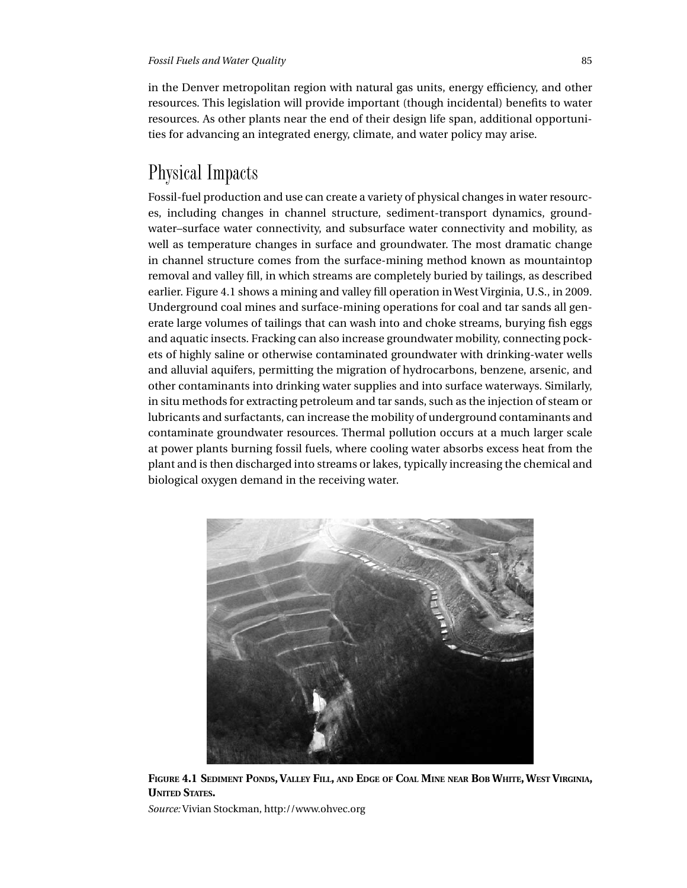in the Denver metropolitan region with natural gas units, energy efficiency, and other resources. This legislation will provide important (though incidental) benefits to water resources. As other plants near the end of their design life span, additional opportunities for advancing an integrated energy, climate, and water policy may arise.

## Physical Impacts

Fossil-fuel production and use can create a variety of physical changes in water resources, including changes in channel structure, sediment-transport dynamics, groundwater–surface water connectivity, and subsurface water connectivity and mobility, as well as temperature changes in surface and groundwater. The most dramatic change in channel structure comes from the surface-mining method known as mountaintop removal and valley fill, in which streams are completely buried by tailings, as described earlier. Figure 4.1 shows a mining and valley fill operation in West Virginia, U.S., in 2009. Underground coal mines and surface-mining operations for coal and tar sands all generate large volumes of tailings that can wash into and choke streams, burying fish eggs and aquatic insects. Fracking can also increase groundwater mobility, connecting pockets of highly saline or otherwise contaminated groundwater with drinking-water wells and alluvial aquifers, permitting the migration of hydrocarbons, benzene, arsenic, and other contaminants into drinking water supplies and into surface waterways. Similarly, in situ methods for extracting petroleum and tar sands, such as the injection of steam or lubricants and surfactants, can increase the mobility of underground contaminants and contaminate groundwater resources. Thermal pollution occurs at a much larger scale at power plants burning fossil fuels, where cooling water absorbs excess heat from the plant and is then discharged into streams or lakes, typically increasing the chemical and biological oxygen demand in the receiving water.

**Figure 4.1 Sediment Ponds, Valley Fill, and Edge of Coal Mine near Bob White, West Virginia, United States.**

*Source:* Vivian Stockman, http://www.ohvec.org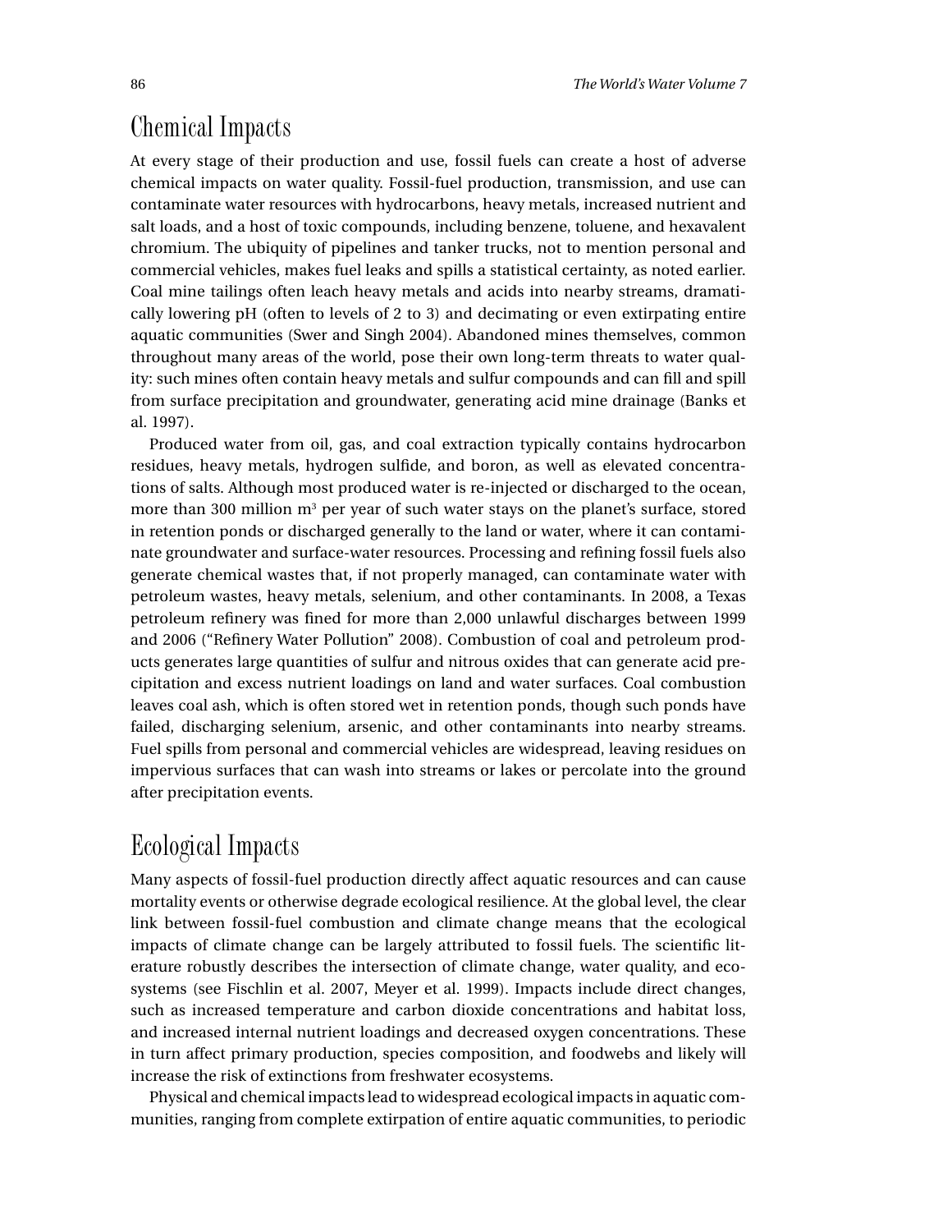## Chemical Impacts

At every stage of their production and use, fossil fuels can create a host of adverse chemical impacts on water quality. Fossil-fuel production, transmission, and use can contaminate water resources with hydrocarbons, heavy metals, increased nutrient and salt loads, and a host of toxic compounds, including benzene, toluene, and hexavalent chromium. The ubiquity of pipelines and tanker trucks, not to mention personal and commercial vehicles, makes fuel leaks and spills a statistical certainty, as noted earlier. Coal mine tailings often leach heavy metals and acids into nearby streams, dramatically lowering pH (often to levels of 2 to 3) and decimating or even extirpating entire aquatic communities (Swer and Singh 2004). Abandoned mines themselves, common throughout many areas of the world, pose their own long-term threats to water quality: such mines often contain heavy metals and sulfur compounds and can fill and spill from surface precipitation and groundwater, generating acid mine drainage (Banks et al. 1997).

Produced water from oil, gas, and coal extraction typically contains hydrocarbon residues, heavy metals, hydrogen sulfide, and boron, as well as elevated concentrations of salts. Although most produced water is re-injected or discharged to the ocean, more than 300 million $m^3$ per year of such water stays on the planet's surface, stored in retention ponds or discharged generally to the land or water, where it can contaminate groundwater and surface-water resources. Processing and refining fossil fuels also generate chemical wastes that, if not properly managed, can contaminate water with petroleum wastes, heavy metals, selenium, and other contaminants. In 2008, a Texas petroleum refinery was fined for more than 2,000 unlawful discharges between 1999 and 2006 ("Refinery Water Pollution" 2008). Combustion of coal and petroleum products generates large quantities of sulfur and nitrous oxides that can generate acid precipitation and excess nutrient loadings on land and water surfaces. Coal combustion leaves coal ash, which is often stored wet in retention ponds, though such ponds have failed, discharging selenium, arsenic, and other contaminants into nearby streams. Fuel spills from personal and commercial vehicles are widespread, leaving residues on impervious surfaces that can wash into streams or lakes or percolate into the ground after precipitation events.

## Ecological Impacts

Many aspects of fossil-fuel production directly affect aquatic resources and can cause mortality events or otherwise degrade ecological resilience. At the global level, the clear link between fossil-fuel combustion and climate change means that the ecological impacts of climate change can be largely attributed to fossil fuels. The scientific literature robustly describes the intersection of climate change, water quality, and ecosystems (see Fischlin et al. 2007, Meyer et al. 1999). Impacts include direct changes, such as increased temperature and carbon dioxide concentrations and habitat loss, and increased internal nutrient loadings and decreased oxygen concentrations. These in turn affect primary production, species composition, and foodwebs and likely will increase the risk of extinctions from freshwater ecosystems.

Physical and chemical impacts lead to widespread ecological impacts in aquatic communities, ranging from complete extirpation of entire aquatic communities, to periodic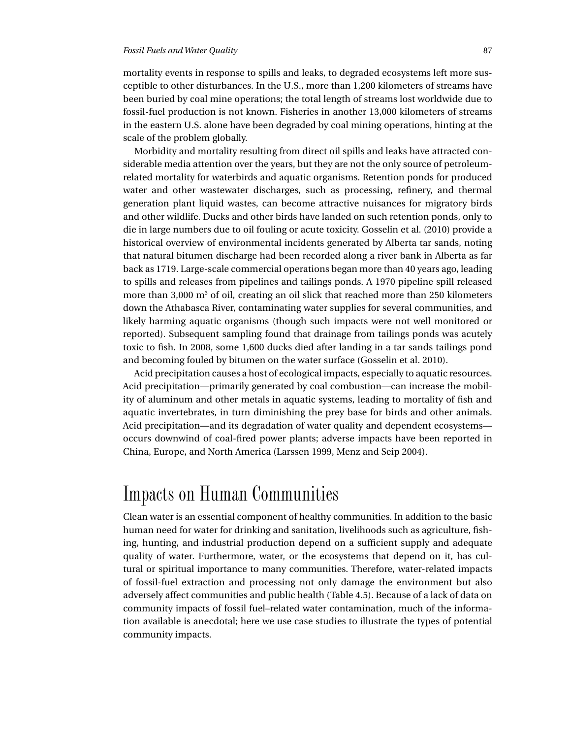mortality events in response to spills and leaks, to degraded ecosystems left more susceptible to other disturbances. In the U.S., more than 1,200 kilometers of streams have been buried by coal mine operations; the total length of streams lost worldwide due to fossil-fuel production is not known. Fisheries in another 13,000 kilometers of streams in the eastern U.S. alone have been degraded by coal mining operations, hinting at the scale of the problem globally.

Morbidity and mortality resulting from direct oil spills and leaks have attracted considerable media attention over the years, but they are not the only source of petroleum-related mortality for waterbirds and aquatic organisms. Retention ponds for produced water and other wastewater discharges, such as processing, refinery, and thermal generation plant liquid wastes, can become attractive nuisances for migratory birds and other wildlife. Ducks and other birds have landed on such retention ponds, only to die in large numbers due to oil fouling or acute toxicity. Gosselin et al. (2010) provide a historical overview of environmental incidents generated by Alberta tar sands, noting that natural bitumen discharge had been recorded along a river bank in Alberta as far back as 1719. Large-scale commercial operations began more than 40 years ago, leading to spills and releases from pipelines and tailings ponds. A 1970 pipeline spill released more than 3,000 $m^3$ of oil, creating an oil slick that reached more than 250 kilometers down the Athabasca River, contaminating water supplies for several communities, and likely harming aquatic organisms (though such impacts were not well monitored or reported). Subsequent sampling found that drainage from tailings ponds was acutely toxic to fish. In 2008, some 1,600 ducks died after landing in a tar sands tailings pond and becoming fouled by bitumen on the water surface (Gosselin et al. 2010).

Acid precipitation causes a host of ecological impacts, especially to aquatic resources. Acid precipitation—primarily generated by coal combustion—can increase the mobility of aluminum and other metals in aquatic systems, leading to mortality of fish and aquatic invertebrates, in turn diminishing the prey base for birds and other animals. Acid precipitation—and its degradation of water quality and dependent ecosystems—occurs downwind of coal-fired power plants; adverse impacts have been reported in China, Europe, and North America (Larssen 1999, Menz and Seip 2004).

# Impacts on Human Communities

Clean water is an essential component of healthy communities. In addition to the basic human need for water for drinking and sanitation, livelihoods such as agriculture, fishing, hunting, and industrial production depend on a sufficient supply and adequate quality of water. Furthermore, water, or the ecosystems that depend on it, has cultural or spiritual importance to many communities. Therefore, water-related impacts of fossil-fuel extraction and processing not only damage the environment but also adversely affect communities and public health (Table 4.5). Because of a lack of data on community impacts of fossil fuel–related water contamination, much of the information available is anecdotal; here we use case studies to illustrate the types of potential community impacts.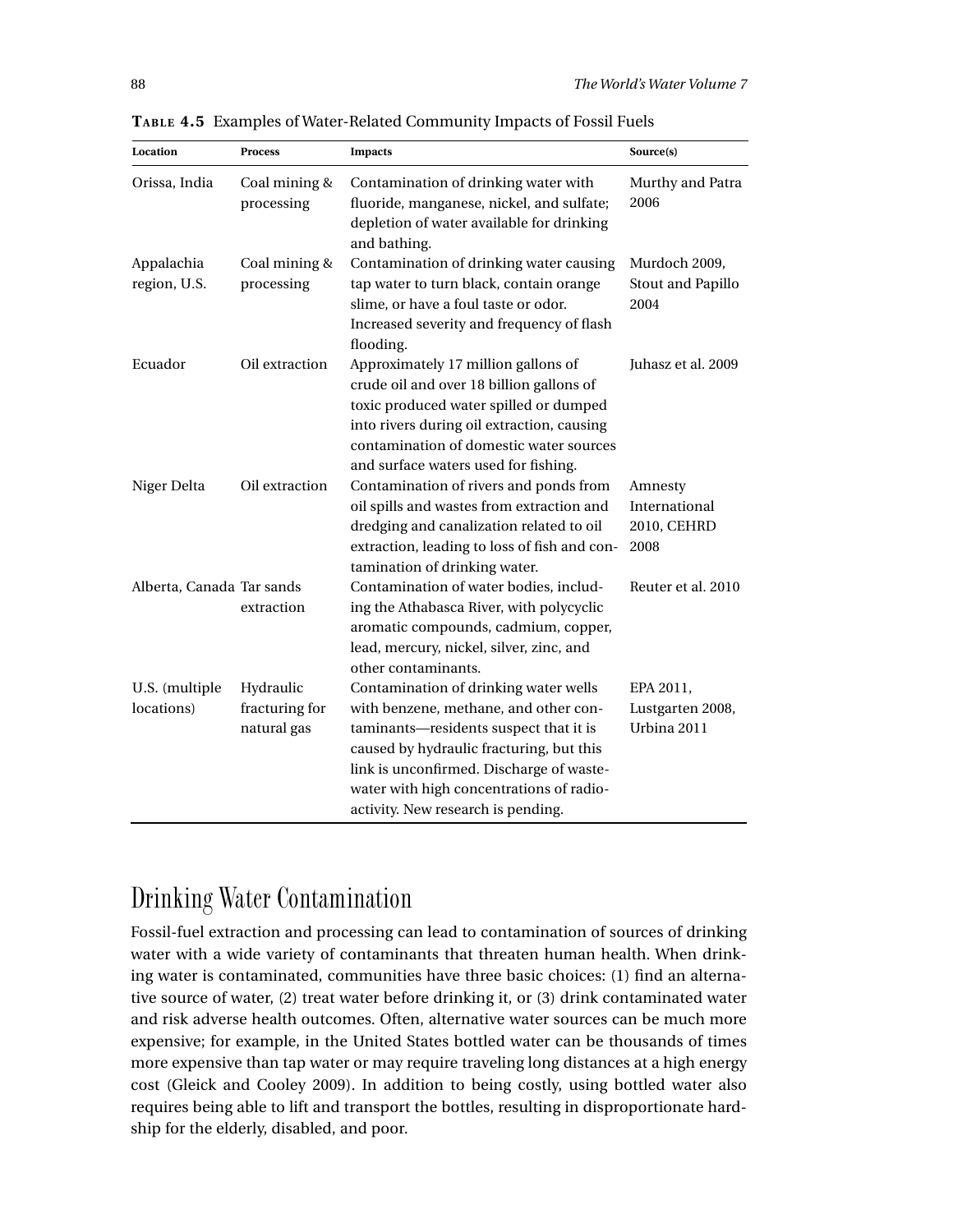**Table 4.5** Examples of Water-Related Community Impacts of Fossil Fuels

| Location | Process | Impacts | Source(s) |
|---|---|---|---|
| Orissa, India | Coal mining & processing | Contamination of drinking water with fluoride, manganese, nickel, and sulfate; depletion of water available for drinking and bathing. | Murthy and Patra 2006 |
| Appalachia region, U.S. | Coal mining & processing | Contamination of drinking water causing tap water to turn black, contain orange slime, or have a foul taste or odor. Increased severity and frequency of flash flooding. | Murdoch 2009, Stout and Papillo 2004 |
| Ecuador | Oil extraction | Approximately 17 million gallons of crude oil and over 18 billion gallons of toxic produced water spilled or dumped into rivers during oil extraction, causing contamination of domestic water sources and surface waters used for fishing. | Juhasz et al. 2009 |
| Niger Delta | Oil extraction | Contamination of rivers and ponds from oil spills and wastes from extraction and dredging and canalization related to oil extraction, leading to loss of fish and contamination of drinking water. | Amnesty International 2010, CEHRD 2008 |
| Alberta, Canada | Tar sands extraction | Contamination of water bodies, including the Athabasca River, with polycyclic aromatic compounds, cadmium, copper, lead, mercury, nickel, silver, zinc, and other contaminants. | Reuter et al. 2010 |
| U.S. (multiple locations) | Hydraulic fracturing for natural gas | Contamination of drinking water wells with benzene, methane, and other contaminants—residents suspect that it is caused by hydraulic fracturing, but this link is unconfirmed. Discharge of wastewater with high concentrations of radioactivity. New research is pending. | EPA 2011, Lustgarten 2008, Urbina 2011 |

## Drinking Water Contamination

Fossil-fuel extraction and processing can lead to contamination of sources of drinking water with a wide variety of contaminants that threaten human health. When drinking water is contaminated, communities have three basic choices: (1) find an alternative source of water, (2) treat water before drinking it, or (3) drink contaminated water and risk adverse health outcomes. Often, alternative water sources can be much more expensive; for example, in the United States bottled water can be thousands of times more expensive than tap water or may require traveling long distances at a high energy cost (Gleick and Cooley 2009). In addition to being costly, using bottled water also requires being able to lift and transport the bottles, resulting in disproportionate hardship for the elderly, disabled, and poor.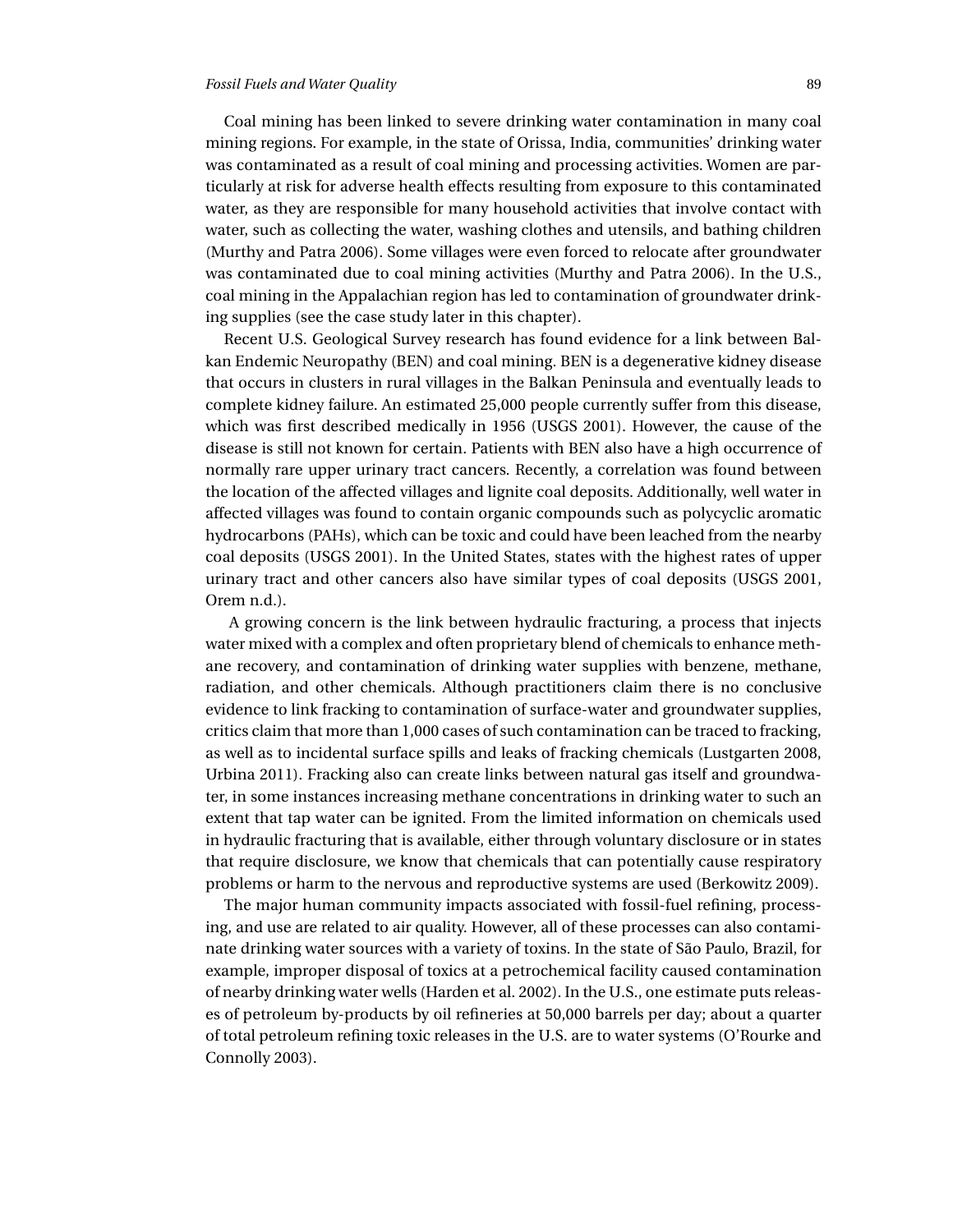Coal mining has been linked to severe drinking water contamination in many coal mining regions. For example, in the state of Orissa, India, communities' drinking water was contaminated as a result of coal mining and processing activities. Women are particularly at risk for adverse health effects resulting from exposure to this contaminated water, as they are responsible for many household activities that involve contact with water, such as collecting the water, washing clothes and utensils, and bathing children (Murthy and Patra 2006). Some villages were even forced to relocate after groundwater was contaminated due to coal mining activities (Murthy and Patra 2006). In the U.S., coal mining in the Appalachian region has led to contamination of groundwater drinking supplies (see the case study later in this chapter).

Recent U.S. Geological Survey research has found evidence for a link between Balkan Endemic Neuropathy (BEN) and coal mining. BEN is a degenerative kidney disease that occurs in clusters in rural villages in the Balkan Peninsula and eventually leads to complete kidney failure. An estimated 25,000 people currently suffer from this disease, which was first described medically in 1956 (USGS 2001). However, the cause of the disease is still not known for certain. Patients with BEN also have a high occurrence of normally rare upper urinary tract cancers. Recently, a correlation was found between the location of the affected villages and lignite coal deposits. Additionally, well water in affected villages was found to contain organic compounds such as polycyclic aromatic hydrocarbons (PAHs), which can be toxic and could have been leached from the nearby coal deposits (USGS 2001). In the United States, states with the highest rates of upper urinary tract and other cancers also have similar types of coal deposits (USGS 2001, Orem n.d.).

A growing concern is the link between hydraulic fracturing, a process that injects water mixed with a complex and often proprietary blend of chemicals to enhance methane recovery, and contamination of drinking water supplies with benzene, methane, radiation, and other chemicals. Although practitioners claim there is no conclusive evidence to link fracking to contamination of surface-water and groundwater supplies, critics claim that more than 1,000 cases of such contamination can be traced to fracking, as well as to incidental surface spills and leaks of fracking chemicals (Lustgarten 2008, Urbina 2011). Fracking also can create links between natural gas itself and groundwater, in some instances increasing methane concentrations in drinking water to such an extent that tap water can be ignited. From the limited information on chemicals used in hydraulic fracturing that is available, either through voluntary disclosure or in states that require disclosure, we know that chemicals that can potentially cause respiratory problems or harm to the nervous and reproductive systems are used (Berkowitz 2009).

The major human community impacts associated with fossil-fuel refining, processing, and use are related to air quality. However, all of these processes can also contaminate drinking water sources with a variety of toxins. In the state of São Paulo, Brazil, for example, improper disposal of toxics at a petrochemical facility caused contamination of nearby drinking water wells (Harden et al. 2002). In the U.S., one estimate puts releases of petroleum by-products by oil refineries at 50,000 barrels per day; about a quarter of total petroleum refining toxic releases in the U.S. are to water systems (O'Rourke and Connolly 2003).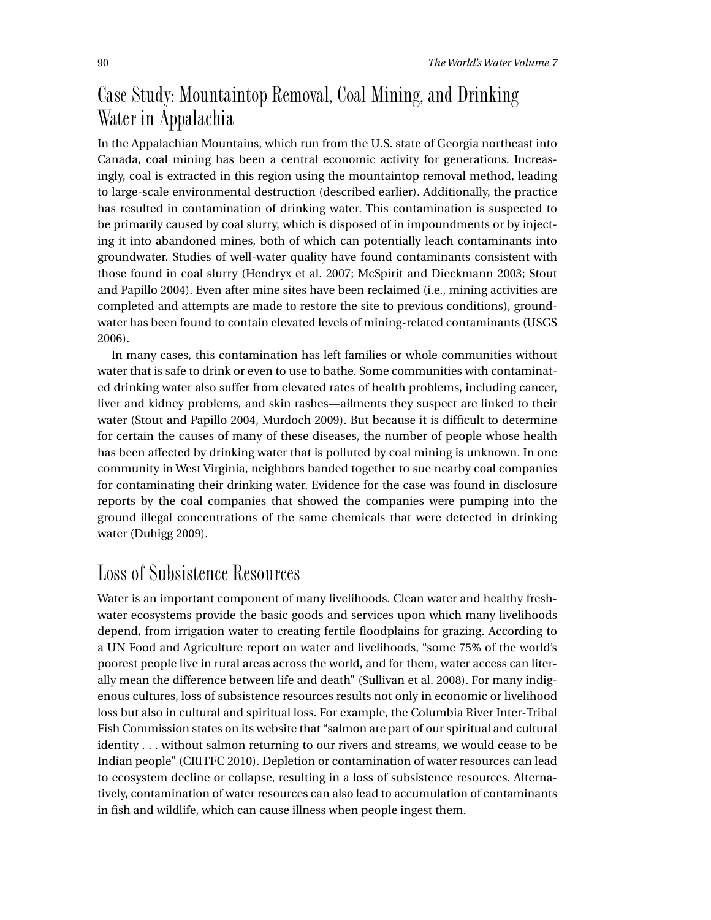## Case Study: Mountaintop Removal, Coal Mining, and Drinking Water in Appalachia

In the Appalachian Mountains, which run from the U.S. state of Georgia northeast into Canada, coal mining has been a central economic activity for generations. Increasingly, coal is extracted in this region using the mountaintop removal method, leading to large-scale environmental destruction (described earlier). Additionally, the practice has resulted in contamination of drinking water. This contamination is suspected to be primarily caused by coal slurry, which is disposed of in impoundments or by injecting it into abandoned mines, both of which can potentially leach contaminants into groundwater. Studies of well-water quality have found contaminants consistent with those found in coal slurry (Hendryx et al. 2007; McSpirit and Dieckmann 2003; Stout and Papillo 2004). Even after mine sites have been reclaimed (i.e., mining activities are completed and attempts are made to restore the site to previous conditions), groundwater has been found to contain elevated levels of mining-related contaminants (USGS 2006).

In many cases, this contamination has left families or whole communities without water that is safe to drink or even to use to bathe. Some communities with contaminated drinking water also suffer from elevated rates of health problems, including cancer, liver and kidney problems, and skin rashes—ailments they suspect are linked to their water (Stout and Papillo 2004, Murdoch 2009). But because it is difficult to determine for certain the causes of many of these diseases, the number of people whose health has been affected by drinking water that is polluted by coal mining is unknown. In one community in West Virginia, neighbors banded together to sue nearby coal companies for contaminating their drinking water. Evidence for the case was found in disclosure reports by the coal companies that showed the companies were pumping into the ground illegal concentrations of the same chemicals that were detected in drinking water (Duhigg 2009).

## Loss of Subsistence Resources

Water is an important component of many livelihoods. Clean water and healthy freshwater ecosystems provide the basic goods and services upon which many livelihoods depend, from irrigation water to creating fertile floodplains for grazing. According to a UN Food and Agriculture report on water and livelihoods, "some 75% of the world's poorest people live in rural areas across the world, and for them, water access can literally mean the difference between life and death" (Sullivan et al. 2008). For many indigenous cultures, loss of subsistence resources results not only in economic or livelihood loss but also in cultural and spiritual loss. For example, the Columbia River Inter-Tribal Fish Commission states on its website that "salmon are part of our spiritual and cultural identity . . . without salmon returning to our rivers and streams, we would cease to be Indian people" (CRITFC 2010). Depletion or contamination of water resources can lead to ecosystem decline or collapse, resulting in a loss of subsistence resources. Alternatively, contamination of water resources can also lead to accumulation of contaminants in fish and wildlife, which can cause illness when people ingest them.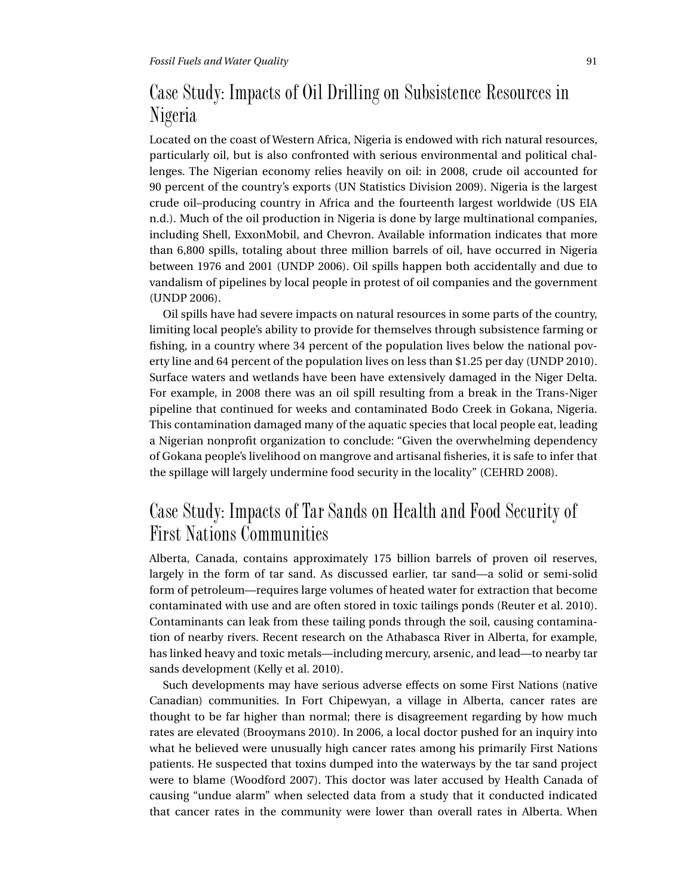## Case Study: Impacts of Oil Drilling on Subsistence Resources in Nigeria

Located on the coast of Western Africa, Nigeria is endowed with rich natural resources, particularly oil, but is also confronted with serious environmental and political challenges. The Nigerian economy relies heavily on oil: in 2008, crude oil accounted for 90 percent of the country's exports (UN Statistics Division 2009). Nigeria is the largest crude oil–producing country in Africa and the fourteenth largest worldwide (US EIA n.d.). Much of the oil production in Nigeria is done by large multinational companies, including Shell, ExxonMobil, and Chevron. Available information indicates that more than 6,800 spills, totaling about three million barrels of oil, have occurred in Nigeria between 1976 and 2001 (UNDP 2006). Oil spills happen both accidentally and due to vandalism of pipelines by local people in protest of oil companies and the government (UNDP 2006).

Oil spills have had severe impacts on natural resources in some parts of the country, limiting local people's ability to provide for themselves through subsistence farming or fishing, in a country where 34 percent of the population lives below the national poverty line and 64 percent of the population lives on less than $1.25 per day (UNDP 2010). Surface waters and wetlands have been have extensively damaged in the Niger Delta. For example, in 2008 there was an oil spill resulting from a break in the Trans-Niger pipeline that continued for weeks and contaminated Bodo Creek in Gokana, Nigeria. This contamination damaged many of the aquatic species that local people eat, leading a Nigerian nonprofit organization to conclude: "Given the overwhelming dependency of Gokana people's livelihood on mangrove and artisanal fisheries, it is safe to infer that the spillage will largely undermine food security in the locality" (CEHRD 2008).

## Case Study: Impacts of Tar Sands on Health and Food Security of First Nations Communities

Alberta, Canada, contains approximately 175 billion barrels of proven oil reserves, largely in the form of tar sand. As discussed earlier, tar sand—a solid or semi-solid form of petroleum—requires large volumes of heated water for extraction that become contaminated with use and are often stored in toxic tailings ponds (Reuter et al. 2010). Contaminants can leak from these tailing ponds through the soil, causing contamination of nearby rivers. Recent research on the Athabasca River in Alberta, for example, has linked heavy and toxic metals—including mercury, arsenic, and lead—to nearby tar sands development (Kelly et al. 2010).

Such developments may have serious adverse effects on some First Nations (native Canadian) communities. In Fort Chipewyan, a village in Alberta, cancer rates are thought to be far higher than normal; there is disagreement regarding by how much rates are elevated (Brooymans 2010). In 2006, a local doctor pushed for an inquiry into what he believed were unusually high cancer rates among his primarily First Nations patients. He suspected that toxins dumped into the waterways by the tar sand project were to blame (Woodford 2007). This doctor was later accused by Health Canada of causing "undue alarm" when selected data from a study that it conducted indicated that cancer rates in the community were lower than overall rates in Alberta. When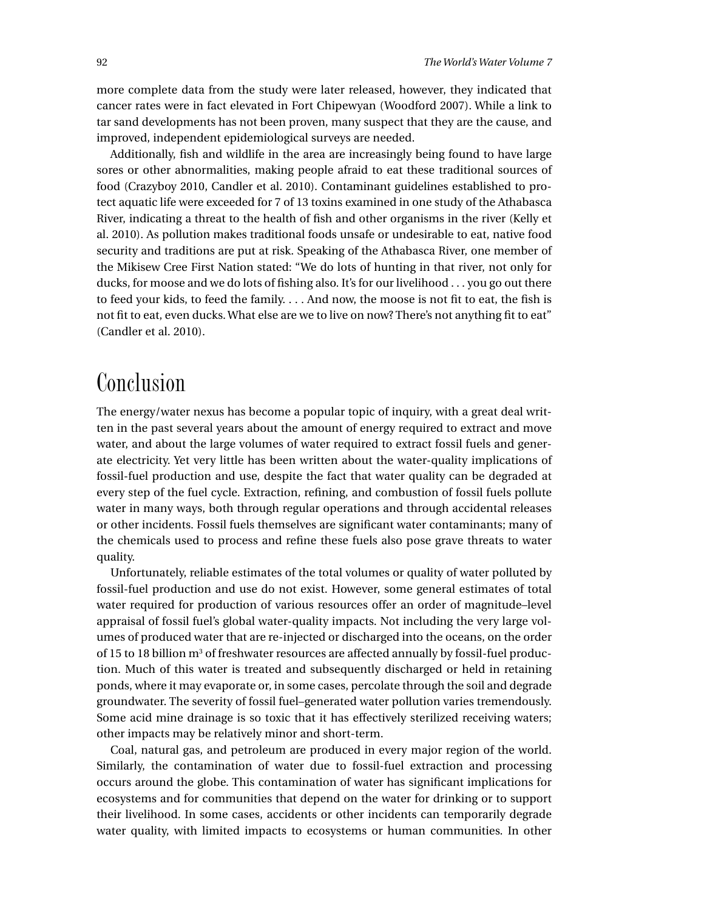more complete data from the study were later released, however, they indicated that cancer rates were in fact elevated in Fort Chipewyan (Woodford 2007). While a link to tar sand developments has not been proven, many suspect that they are the cause, and improved, independent epidemiological surveys are needed.

Additionally, fish and wildlife in the area are increasingly being found to have large sores or other abnormalities, making people afraid to eat these traditional sources of food (Crazyboy 2010, Candler et al. 2010). Contaminant guidelines established to protect aquatic life were exceeded for 7 of 13 toxins examined in one study of the Athabasca River, indicating a threat to the health of fish and other organisms in the river (Kelly et al. 2010). As pollution makes traditional foods unsafe or undesirable to eat, native food security and traditions are put at risk. Speaking of the Athabasca River, one member of the Mikisew Cree First Nation stated: "We do lots of hunting in that river, not only for ducks, for moose and we do lots of fishing also. It's for our livelihood . . . you go out there to feed your kids, to feed the family. . . . And now, the moose is not fit to eat, the fish is not fit to eat, even ducks. What else are we to live on now? There's not anything fit to eat" (Candler et al. 2010).

# Conclusion

The energy/water nexus has become a popular topic of inquiry, with a great deal written in the past several years about the amount of energy required to extract and move water, and about the large volumes of water required to extract fossil fuels and generate electricity. Yet very little has been written about the water-quality implications of fossil-fuel production and use, despite the fact that water quality can be degraded at every step of the fuel cycle. Extraction, refining, and combustion of fossil fuels pollute water in many ways, both through regular operations and through accidental releases or other incidents. Fossil fuels themselves are significant water contaminants; many of the chemicals used to process and refine these fuels also pose grave threats to water quality.

Unfortunately, reliable estimates of the total volumes or quality of water polluted by fossil-fuel production and use do not exist. However, some general estimates of total water required for production of various resources offer an order of magnitude–level appraisal of fossil fuel's global water-quality impacts. Not including the very large volumes of produced water that are re-injected or discharged into the oceans, on the order of 15 to 18 billion $m^3$ of freshwater resources are affected annually by fossil-fuel production. Much of this water is treated and subsequently discharged or held in retaining ponds, where it may evaporate or, in some cases, percolate through the soil and degrade groundwater. The severity of fossil fuel–generated water pollution varies tremendously. Some acid mine drainage is so toxic that it has effectively sterilized receiving waters; other impacts may be relatively minor and short-term.

Coal, natural gas, and petroleum are produced in every major region of the world. Similarly, the contamination of water due to fossil-fuel extraction and processing occurs around the globe. This contamination of water has significant implications for ecosystems and for communities that depend on the water for drinking or to support their livelihood. In some cases, accidents or other incidents can temporarily degrade water quality, with limited impacts to ecosystems or human communities. In other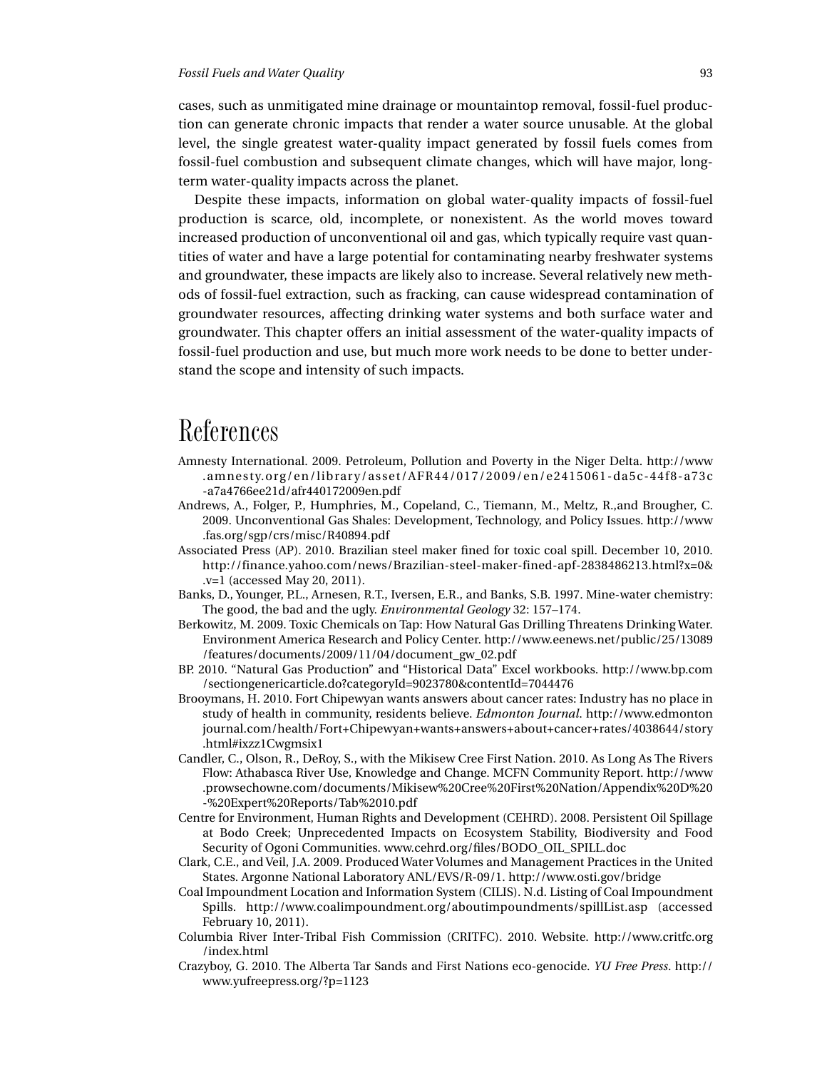cases, such as unmitigated mine drainage or mountaintop removal, fossil-fuel production can generate chronic impacts that render a water source unusable. At the global level, the single greatest water-quality impact generated by fossil fuels comes from fossil-fuel combustion and subsequent climate changes, which will have major, long-term water-quality impacts across the planet.

Despite these impacts, information on global water-quality impacts of fossil-fuel production is scarce, old, incomplete, or nonexistent. As the world moves toward increased production of unconventional oil and gas, which typically require vast quantities of water and have a large potential for contaminating nearby freshwater systems and groundwater, these impacts are likely also to increase. Several relatively new methods of fossil-fuel extraction, such as fracking, can cause widespread contamination of groundwater resources, affecting drinking water systems and both surface water and groundwater. This chapter offers an initial assessment of the water-quality impacts of fossil-fuel production and use, but much more work needs to be done to better understand the scope and intensity of such impacts.

# References

Amnesty International. 2009. Petroleum, Pollution and Poverty in the Niger Delta. http://www.amnesty.org/en/library/asset/AFR44/017/2009/en/e2415061-da5c-44f8-a73c-a7a4766ee21d/afr440172009en.pdf

Andrews, A., Folger, P., Humphries, M., Copeland, C., Tiemann, M., Meltz, R.,and Brougher, C. 2009. Unconventional Gas Shales: Development, Technology, and Policy Issues. http://www.fas.org/sgp/crs/misc/R40894.pdf

Associated Press (AP). 2010. Brazilian steel maker fined for toxic coal spill. December 10, 2010. http://finance.yahoo.com/news/Brazilian-steel-maker-fined-apf-2838486213.html?x=0&.v=1 (accessed May 20, 2011).

Banks, D., Younger, P.L., Arnesen, R.T., Iversen, E.R., and Banks, S.B. 1997. Mine-water chemistry: The good, the bad and the ugly. *Environmental Geology* 32: 157–174.

Berkowitz, M. 2009. Toxic Chemicals on Tap: How Natural Gas Drilling Threatens Drinking Water. Environment America Research and Policy Center. http://www.eenews.net/public/25/13089/features/documents/2009/11/04/document_gw_02.pdf

BP. 2010. “Natural Gas Production” and “Historical Data” Excel workbooks. http://www.bp.com/sectiongenericarticle.do?categoryId=9023780&contentId=7044476

Brooymans, H. 2010. Fort Chipewyan wants answers about cancer rates: Industry has no place in study of health in community, residents believe. *Edmonton Journal*. http://www.edmontonjournal.com/health/Fort+Chipewyan+wants+answers+about+cancer+rates/4038644/story.html#ixzz1Cwgmsix1

Candler, C., Olson, R., DeRoy, S., with the Mikisew Cree First Nation. 2010. As Long As The Rivers Flow: Athabasca River Use, Knowledge and Change. MCFN Community Report. http://www.prowsechowne.com/documents/Mikisew%20Cree%20First%20Nation/Appendix%20D%20-%20Expert%20Reports/Tab%2010.pdf

Centre for Environment, Human Rights and Development (CEHRD). 2008. Persistent Oil Spillage at Bodo Creek; Unprecedented Impacts on Ecosystem Stability, Biodiversity and Food Security of Ogoni Communities. www.cehrd.org/files/BODO_OIL_SPILL.doc

Clark, C.E., and Veil, J.A. 2009. Produced Water Volumes and Management Practices in the United States. Argonne National Laboratory ANL/EVS/R-09/1. http://www.osti.gov/bridge

Coal Impoundment Location and Information System (CILIS). N.d. Listing of Coal Impoundment Spills. http://www.coalimpoundment.org/aboutimpoundments/spillList.asp (accessed February 10, 2011).

Columbia River Inter-Tribal Fish Commission (CRITFC). 2010. Website. http://www.critfc.org/index.html

Crazyboy, G. 2010. The Alberta Tar Sands and First Nations eco-genocide. *YU Free Press*. http://www.yufreepress.org/?p=1123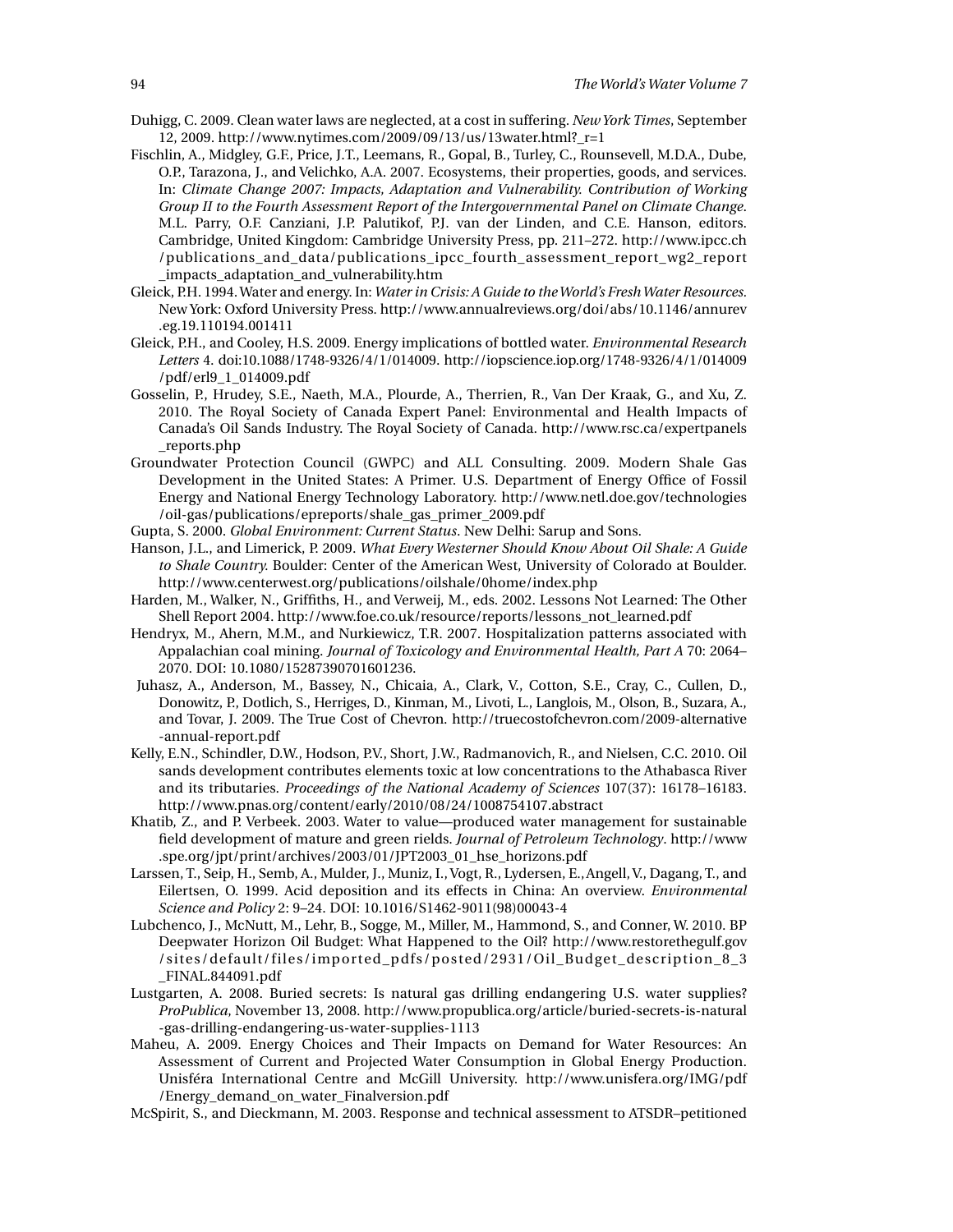Duhigg, C. 2009. Clean water laws are neglected, at a cost in suffering. *New York Times*, September 12, 2009. http://www.nytimes.com/2009/09/13/us/13water.html?_r=1

Fischlin, A., Midgley, G.F., Price, J.T., Leemans, R., Gopal, B., Turley, C., Rounsevell, M.D.A., Dube, O.P., Tarazona, J., and Velichko, A.A. 2007. Ecosystems, their properties, goods, and services. In: *Climate Change 2007: Impacts, Adaptation and Vulnerability. Contribution of Working Group II to the Fourth Assessment Report of the Intergovernmental Panel on Climate Change*. M.L. Parry, O.F. Canziani, J.P. Palutikof, P.J. van der Linden, and C.E. Hanson, editors. Cambridge, United Kingdom: Cambridge University Press, pp. 211–272. http://www.ipcc.ch/publications_and_data/publications_ipcc_fourth_assessment_report_wg2_report_impacts_adaptation_and_vulnerability.htm

Gleick, P.H. 1994. Water and energy. In: *Water in Crisis: A Guide to the World's Fresh Water Resources*. New York: Oxford University Press. http://www.annualreviews.org/doi/abs/10.1146/annurev.eg.19.110194.001411

Gleick, P.H., and Cooley, H.S. 2009. Energy implications of bottled water. *Environmental Research Letters* 4. doi:10.1088/1748-9326/4/1/014009. http://iopscience.iop.org/1748-9326/4/1/014009/pdf/erl9_1_014009.pdf

Gosselin, P., Hrudey, S.E., Naeth, M.A., Plourde, A., Therrien, R., Van Der Kraak, G., and Xu, Z. 2010. The Royal Society of Canada Expert Panel: Environmental and Health Impacts of Canada's Oil Sands Industry. The Royal Society of Canada. http://www.rsc.ca/expertpanels_reports.php

Groundwater Protection Council (GWPC) and ALL Consulting. 2009. Modern Shale Gas Development in the United States: A Primer. U.S. Department of Energy Office of Fossil Energy and National Energy Technology Laboratory. http://www.netl.doe.gov/technologies/oil-gas/publications/epreports/shale_gas_primer_2009.pdf

Gupta, S. 2000. *Global Environment: Current Status*. New Delhi: Sarup and Sons.

Hanson, J.L., and Limerick, P. 2009. *What Every Westerner Should Know About Oil Shale: A Guide to Shale Country.* Boulder: Center of the American West, University of Colorado at Boulder. http://www.centerwest.org/publications/oilshale/0home/index.php

Harden, M., Walker, N., Griffiths, H., and Verweij, M., eds. 2002. Lessons Not Learned: The Other Shell Report 2004. http://www.foe.co.uk/resource/reports/lessons_not_learned.pdf

Hendryx, M., Ahern, M.M., and Nurkiewicz, T.R. 2007. Hospitalization patterns associated with Appalachian coal mining. *Journal of Toxicology and Environmental Health, Part A* 70: 2064–2070. DOI: 10.1080/15287390701601236.

Juhasz, A., Anderson, M., Bassey, N., Chicaia, A., Clark, V., Cotton, S.E., Cray, C., Cullen, D., Donowitz, P., Dotlich, S., Herriges, D., Kinman, M., Livoti, L., Langlois, M., Olson, B., Suzara, A., and Tovar, J. 2009. The True Cost of Chevron. http://truecostofchevron.com/2009-alternative-annual-report.pdf

Kelly, E.N., Schindler, D.W., Hodson, P.V., Short, J.W., Radmanovich, R., and Nielsen, C.C. 2010. Oil sands development contributes elements toxic at low concentrations to the Athabasca River and its tributaries. *Proceedings of the National Academy of Sciences* 107(37): 16178–16183. http://www.pnas.org/content/early/2010/08/24/1008754107.abstract

Khatib, Z., and P. Verbeek. 2003. Water to value—produced water management for sustainable field development of mature and green rields. *Journal of Petroleum Technology*. http://www.spe.org/jpt/print/archives/2003/01/JPT2003_01_hse_horizons.pdf

Larssen, T., Seip, H., Semb, A., Mulder, J., Muniz, I., Vogt, R., Lydersen, E., Angell, V., Dagang, T., and Eilertsen, O. 1999. Acid deposition and its effects in China: An overview. *Environmental Science and Policy* 2: 9–24. DOI: 10.1016/S1462-9011(98)00043-4

Lubchenco, J., McNutt, M., Lehr, B., Sogge, M., Miller, M., Hammond, S., and Conner, W. 2010. BP Deepwater Horizon Oil Budget: What Happened to the Oil? http://www.restorethegulf.gov/sites/default/files/imported_pdfs/posted/2931/Oil_Budget_description_8_3_FINAL.844091.pdf

Lustgarten, A. 2008. Buried secrets: Is natural gas drilling endangering U.S. water supplies? *ProPublica*, November 13, 2008. http://www.propublica.org/article/buried-secrets-is-natural-gas-drilling-endangering-us-water-supplies-1113

Maheu, A. 2009. Energy Choices and Their Impacts on Demand for Water Resources: An Assessment of Current and Projected Water Consumption in Global Energy Production. Unisféra International Centre and McGill University. http://www.unisfera.org/IMG/pdf/Energy_demand_on_water_Finalversion.pdf

McSpirit, S., and Dieckmann, M. 2003. Response and technical assessment to ATSDR–petitioned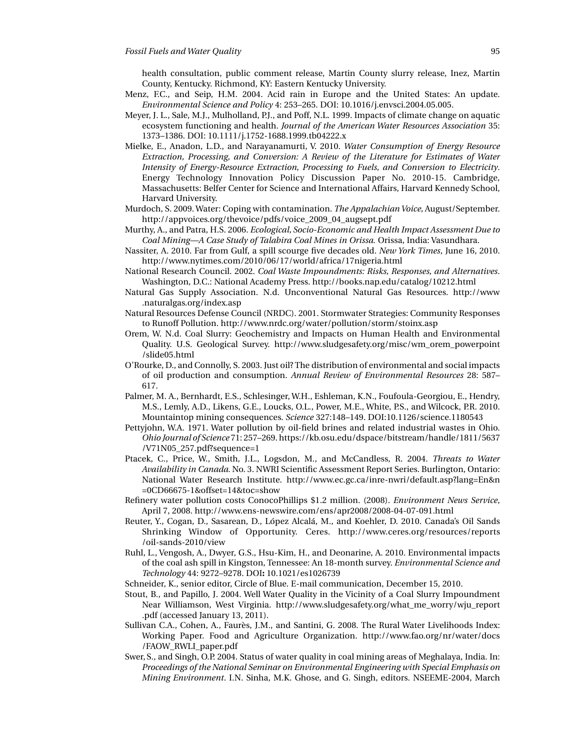health consultation, public comment release, Martin County slurry release, Inez, Martin County, Kentucky. Richmond, KY: Eastern Kentucky University.

Menz, F.C., and Seip, H.M. 2004. Acid rain in Europe and the United States: An update. *Environmental Science and Policy* 4: 253–265. DOI: 10.1016/j.envsci.2004.05.005.

Meyer, J. L., Sale, M.J., Mulholland, P.J., and Poff, N.L. 1999. Impacts of climate change on aquatic ecosystem functioning and health. *Journal of the American Water Resources Association* 35: 1373–1386. DOI: 10.1111/j.1752-1688.1999.tb04222.x

Mielke, E., Anadon, L.D., and Narayanamurti, V. 2010. *Water Consumption of Energy Resource Extraction, Processing, and Conversion: A Review of the Literature for Estimates of Water Intensity of Energy-Resource Extraction, Processing to Fuels, and Conversion to Electricity*. Energy Technology Innovation Policy Discussion Paper No. 2010-15. Cambridge, Massachusetts: Belfer Center for Science and International Affairs, Harvard Kennedy School, Harvard University.

Murdoch, S. 2009. Water: Coping with contamination. *The Appalachian Voice*, August/September. http://appvoices.org/thevoice/pdfs/voice_2009_04_augsept.pdf

Murthy, A., and Patra, H.S. 2006. *Ecological, Socio-Economic and Health Impact Assessment Due to Coal Mining—A Case Study of Talabira Coal Mines in Orissa.* Orissa, India: Vasundhara.

Nassiter, A. 2010. Far from Gulf, a spill scourge five decades old. *New York Times*, June 16, 2010. http://www.nytimes.com/2010/06/17/world/africa/17nigeria.html

National Research Council. 2002. *Coal Waste Impoundments: Risks, Responses, and Alternatives*. Washington, D.C.: National Academy Press. http://books.nap.edu/catalog/10212.html

Natural Gas Supply Association. N.d. Unconventional Natural Gas Resources. http://www.naturalgas.org/index.asp

Natural Resources Defense Council (NRDC). 2001. Stormwater Strategies: Community Responses to Runoff Pollution. http://www.nrdc.org/water/pollution/storm/stoinx.asp

Orem, W. N.d. Coal Slurry: Geochemistry and Impacts on Human Health and Environmental Quality. U.S. Geological Survey. http://www.sludgesafety.org/misc/wm_orem_powerpoint/slide05.html

O'Rourke, D., and Connolly, S. 2003. Just oil? The distribution of environmental and social impacts of oil production and consumption. *Annual Review of Environmental Resources* 28: 587–617.

Palmer, M. A., Bernhardt, E.S., Schlesinger, W.H., Eshleman, K.N., Foufoula-Georgiou, E., Hendry, M.S., Lemly, A.D., Likens, G.E., Loucks, O.L., Power, M.E., White, P.S., and Wilcock, P.R. 2010. Mountaintop mining consequences. *Science* 327:148–149. DOI:10.1126/science.1180543

Pettyjohn, W.A. 1971. Water pollution by oil-field brines and related industrial wastes in Ohio. *Ohio Journal of Science* 71: 257–269. https://kb.osu.edu/dspace/bitstream/handle/1811/5637/V71N05_257.pdf?sequence=1

Ptacek, C., Price, W., Smith, J.L., Logsdon, M., and McCandless, R. 2004. *Threats to Water Availability in Canada*. No. 3. NWRI Scientific Assessment Report Series. Burlington, Ontario: National Water Research Institute. http://www.ec.gc.ca/inre-nwri/default.asp?lang=En&n=0CD66675-1&offset=14&toc=show

Refinery water pollution costs ConocoPhillips $1.2 million. (2008). *Environment News Service*, April 7, 2008. http://www.ens-newswire.com/ens/apr2008/2008-04-07-091.html

Reuter, Y., Cogan, D., Sasarean, D., López Alcalá, M., and Koehler, D. 2010. Canada's Oil Sands Shrinking Window of Opportunity. Ceres. http://www.ceres.org/resources/reports/oil-sands-2010/view

Ruhl, L., Vengosh, A., Dwyer, G.S., Hsu-Kim, H., and Deonarine, A. 2010. Environmental impacts of the coal ash spill in Kingston, Tennessee: An 18-month survey. *Environmental Science and Technology* 44: 9272–9278. DOI**:** 10.1021/es1026739

Schneider, K., senior editor, Circle of Blue. E-mail communication, December 15, 2010.

Stout, B., and Papillo, J. 2004. Well Water Quality in the Vicinity of a Coal Slurry Impoundment Near Williamson, West Virginia. http://www.sludgesafety.org/what_me_worry/wju_report.pdf (accessed January 13, 2011).

Sullivan C.A., Cohen, A., Faurès, J.M., and Santini, G. 2008. The Rural Water Livelihoods Index: Working Paper. Food and Agriculture Organization. http://www.fao.org/nr/water/docs/FAOW_RWLI_paper.pdf

Swer, S., and Singh, O.P. 2004. Status of water quality in coal mining areas of Meghalaya, India. In: *Proceedings of the National Seminar on Environmental Engineering with Special Emphasis on Mining Environment*. I.N. Sinha, M.K. Ghose, and G. Singh, editors. NSEEME-2004, March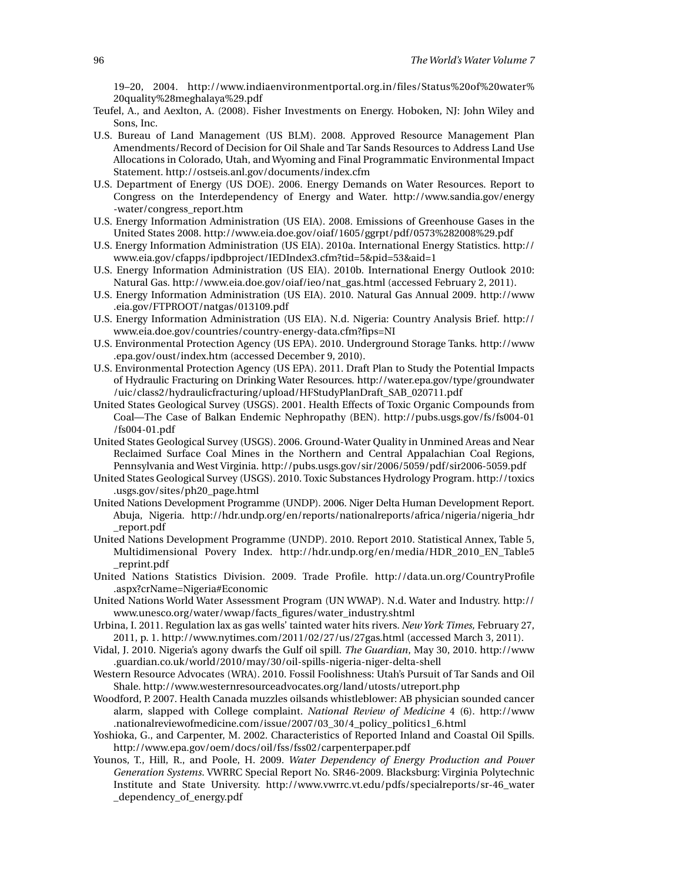19–20, 2004. http://www.indiaenvironmentportal.org.in/files/Status%20of%20water%20quality%28meghalaya%29.pdf

Teufel, A., and Aexlton, A. (2008). Fisher Investments on Energy. Hoboken, NJ: John Wiley and Sons, Inc.

U.S. Bureau of Land Management (US BLM). 2008. Approved Resource Management Plan Amendments/Record of Decision for Oil Shale and Tar Sands Resources to Address Land Use Allocations in Colorado, Utah, and Wyoming and Final Programmatic Environmental Impact Statement. http://ostseis.anl.gov/documents/index.cfm

U.S. Department of Energy (US DOE). 2006. Energy Demands on Water Resources. Report to Congress on the Interdependency of Energy and Water. http://www.sandia.gov/energy-water/congress_report.htm

U.S. Energy Information Administration (US EIA). 2008. Emissions of Greenhouse Gases in the United States 2008. http://www.eia.doe.gov/oiaf/1605/ggrpt/pdf/0573%282008%29.pdf

U.S. Energy Information Administration (US EIA). 2010a. International Energy Statistics. http://www.eia.gov/cfapps/ipdbproject/IEDIndex3.cfm?tid=5&pid=53&aid=1

U.S. Energy Information Administration (US EIA). 2010b. International Energy Outlook 2010: Natural Gas. http://www.eia.doe.gov/oiaf/ieo/nat_gas.html (accessed February 2, 2011).

U.S. Energy Information Administration (US EIA). 2010. Natural Gas Annual 2009. http://www.eia.gov/FTPROOT/natgas/013109.pdf

U.S. Energy Information Administration (US EIA). N.d. Nigeria: Country Analysis Brief. http://www.eia.doe.gov/countries/country-energy-data.cfm?fips=NI

U.S. Environmental Protection Agency (US EPA). 2010. Underground Storage Tanks. http://www.epa.gov/oust/index.htm (accessed December 9, 2010).

U.S. Environmental Protection Agency (US EPA). 2011. Draft Plan to Study the Potential Impacts of Hydraulic Fracturing on Drinking Water Resources. http://water.epa.gov/type/groundwater/uic/class2/hydraulicfracturing/upload/HFStudyPlanDraft_SAB_020711.pdf

United States Geological Survey (USGS). 2001. Health Effects of Toxic Organic Compounds from Coal—The Case of Balkan Endemic Nephropathy (BEN). http://pubs.usgs.gov/fs/fs004-01/fs004-01.pdf

United States Geological Survey (USGS). 2006. Ground-Water Quality in Unmined Areas and Near Reclaimed Surface Coal Mines in the Northern and Central Appalachian Coal Regions, Pennsylvania and West Virginia. http://pubs.usgs.gov/sir/2006/5059/pdf/sir2006-5059.pdf

United States Geological Survey (USGS). 2010. Toxic Substances Hydrology Program. http://toxics.usgs.gov/sites/ph20_page.html

United Nations Development Programme (UNDP). 2006. Niger Delta Human Development Report. Abuja, Nigeria. http://hdr.undp.org/en/reports/nationalreports/africa/nigeria/nigeria_hdr_report.pdf

United Nations Development Programme (UNDP). 2010. Report 2010. Statistical Annex, Table 5, Multidimensional Povery Index. http://hdr.undp.org/en/media/HDR_2010_EN_Table5_reprint.pdf

United Nations Statistics Division. 2009. Trade Profile. http://data.un.org/CountryProfile.aspx?crName=Nigeria#Economic

United Nations World Water Assessment Program (UN WWAP). N.d. Water and Industry. http://www.unesco.org/water/wwap/facts_figures/water_industry.shtml

Urbina, I. 2011. Regulation lax as gas wells' tainted water hits rivers. *New York Times,* February 27, 2011, p. 1. http://www.nytimes.com/2011/02/27/us/27gas.html (accessed March 3, 2011).

Vidal, J. 2010. Nigeria's agony dwarfs the Gulf oil spill. *The Guardian*, May 30, 2010. http://www.guardian.co.uk/world/2010/may/30/oil-spills-nigeria-niger-delta-shell

Western Resource Advocates (WRA). 2010. Fossil Foolishness: Utah's Pursuit of Tar Sands and Oil Shale. http://www.westernresourceadvocates.org/land/utosts/utreport.php

Woodford, P. 2007. Health Canada muzzles oilsands whistleblower: AB physician sounded cancer alarm, slapped with College complaint. *National Review of Medicine* 4 (6). http://www.nationalreviewofmedicine.com/issue/2007/03_30/4_policy_politics1_6.html

Yoshioka, G., and Carpenter, M. 2002. Characteristics of Reported Inland and Coastal Oil Spills. http://www.epa.gov/oem/docs/oil/fss/fss02/carpenterpaper.pdf

Younos, T., Hill, R., and Poole, H. 2009. *Water Dependency of Energy Production and Power Generation Systems*. VWRRC Special Report No. SR46-2009. Blacksburg: Virginia Polytechnic Institute and State University. http://www.vwrrc.vt.edu/pdfs/specialreports/sr-46_water_dependency_of_energy.pdf